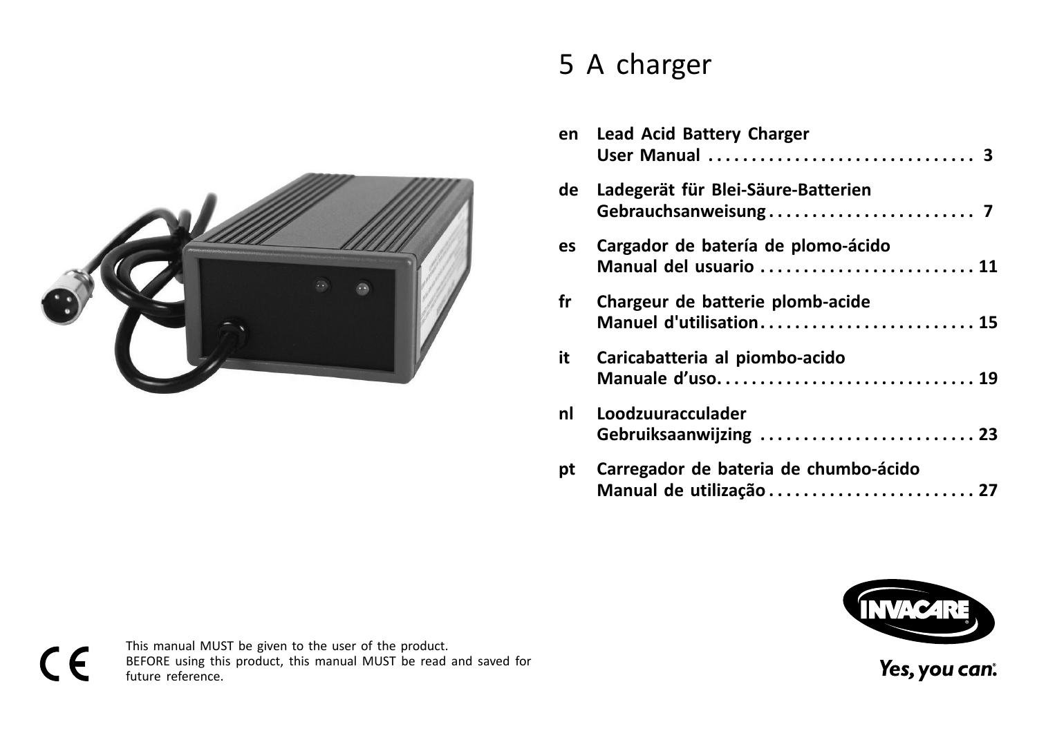# 5 A charger

| | | |
|---|---|---|
| **en** | **Lead Acid Battery Charger User Manual** | **3** |
| **de** | **Ladegerät für Blei-Säure-Batterien Gebrauchsanweisung** | **7** |
| **es** | **Cargador de batería de plomo-ácido Manual del usuario** | **11** |
| **fr** | **Chargeur de batterie plomb-acide Manuel d'utilisation** | **15** |
| **it** | **Caricabatteria al piombo-acido Manuale d'uso** | **19** |
| **nl** | **Loodzuuracculader Gebruiksaanwijzing** | **23** |
| **pt** | **Carregador de bateria de chumbo-ácido Manual de utilização** | **27** |

Yes, you can.

This manual MUST be given to the user of the product.
BEFORE using this product, this manual MUST be read and saved for future reference.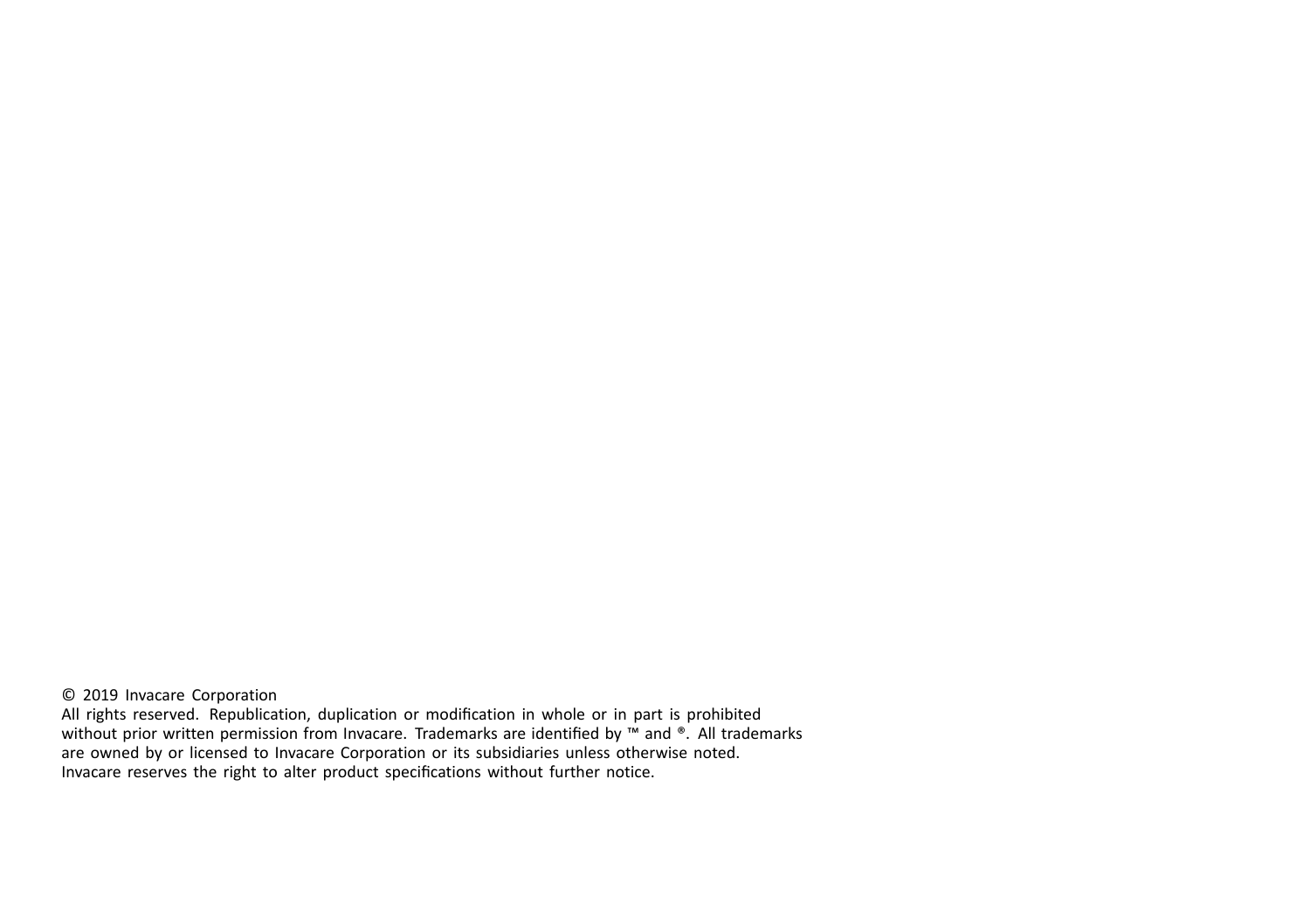© 2019 Invacare Corporation

All rights reserved. Republication, duplication or modification in whole or in part is prohibited without prior written permission from Invacare. Trademarks are identified by ™ and ®. All trademarks are owned by or licensed to Invacare Corporation or its subsidiaries unless otherwise noted. Invacare reserves the right to alter product specifications without further notice.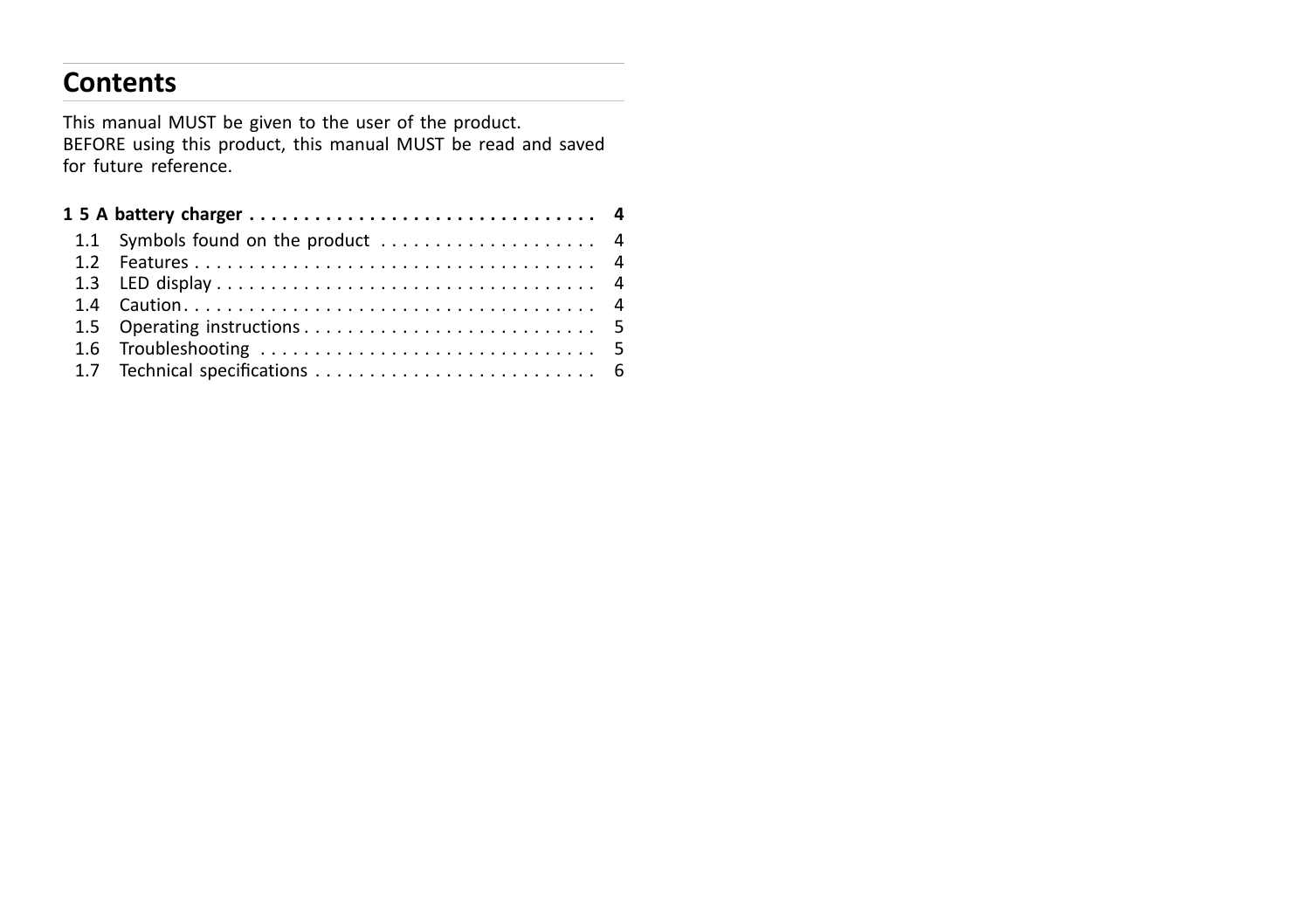## Contents

This manual MUST be given to the user of the product.
BEFORE using this product, this manual MUST be read and saved for future reference.

**1 5 A battery charger . . . . . . . . . . . . . . . . . . . . . . . . . . . . . . . . . 4**

- 1.1 Symbols found on the product . . . . . . . . . . . . . . . . . . . . 4
- 1.2 Features . . . . . . . . . . . . . . . . . . . . . . . . . . . . . . . . . . . . . . 4
- 1.3 LED display . . . . . . . . . . . . . . . . . . . . . . . . . . . . . . . . . . . 4
- 1.4 Caution . . . . . . . . . . . . . . . . . . . . . . . . . . . . . . . . . . . . . . 4
- 1.5 Operating instructions . . . . . . . . . . . . . . . . . . . . . . . . . . . 5
- 1.6 Troubleshooting . . . . . . . . . . . . . . . . . . . . . . . . . . . . . . . 5
- 1.7 Technical specifications . . . . . . . . . . . . . . . . . . . . . . . . . . 6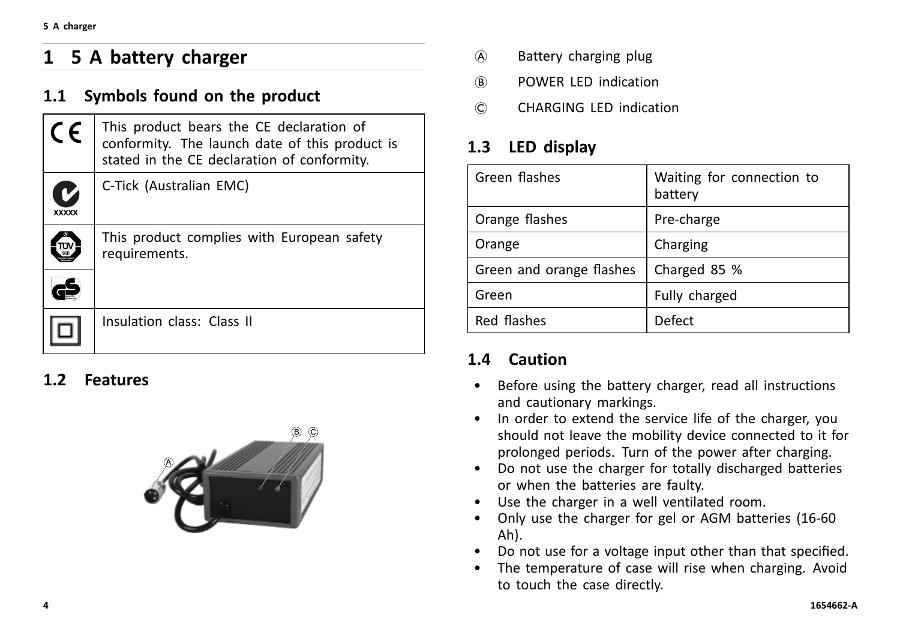# 1 5 A battery charger

## 1.1 Symbols found on the product

| Symbol | Description |
|---|---|
| CE | This product bears the CE declaration of conformity. The launch date of this product is stated in the CE declaration of conformity. |
| XXXXX | C-Tick (Australian EMC) |
| TÜV SÜD / GS | This product complies with European safety requirements. |
| ▣ | Insulation class: Class II |

## 1.2 Features

Ⓐ Battery charging plug

Ⓑ POWER LED indication

Ⓒ CHARGING LED indication

## 1.3 LED display

| | |
|---|---|
| Green flashes | Waiting for connection to battery |
| Orange flashes | Pre-charge |
| Orange | Charging |
| Green and orange flashes | Charged 85 % |
| Green | Fully charged |
| Red flashes | Defect |

## 1.4 Caution

- Before using the battery charger, read all instructions and cautionary markings.
- In order to extend the service life of the charger, you should not leave the mobility device connected to it for prolonged periods. Turn of the power after charging.
- Do not use the charger for totally discharged batteries or when the batteries are faulty.
- Use the charger in a well ventilated room.
- Only use the charger for gel or AGM batteries (16-60 Ah).
- Do not use for a voltage input other than that specified.
- The temperature of case will rise when charging. Avoid to touch the case directly.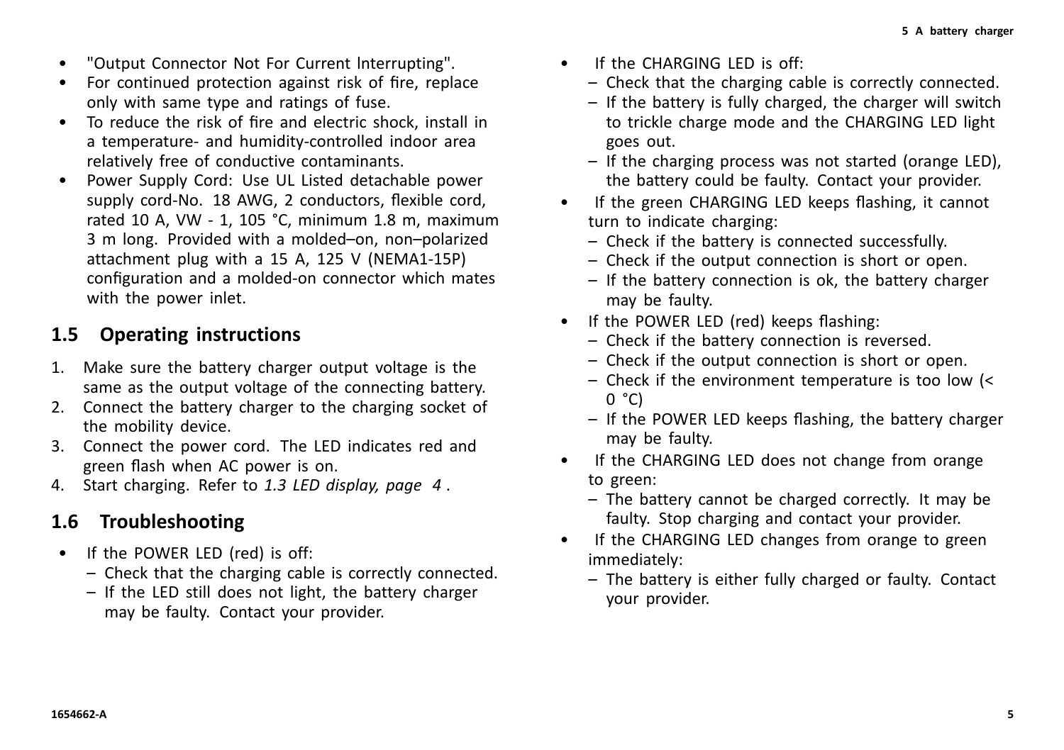- "Output Connector Not For Current lnterrupting".
- For continued protection against risk of fire, replace only with same type and ratings of fuse.
- To reduce the risk of fire and electric shock, install in a temperature- and humidity-controlled indoor area relatively free of conductive contaminants.
- Power Supply Cord: Use UL Listed detachable power supply cord-No. 18 AWG, 2 conductors, flexible cord, rated 10 A, VW - 1, 105 °C, minimum 1.8 m, maximum 3 m long. Provided with a molded–on, non–polarized attachment plug with a 15 A, 125 V (NEMA1-15P) configuration and a molded-on connector which mates with the power inlet.

## 1.5 Operating instructions

1. Make sure the battery charger output voltage is the same as the output voltage of the connecting battery.
2. Connect the battery charger to the charging socket of the mobility device.
3. Connect the power cord. The LED indicates red and green flash when AC power is on.
4. Start charging. Refer to *1.3 LED display, page 4* .

## 1.6 Troubleshooting

- If the POWER LED (red) is off:
  - Check that the charging cable is correctly connected.
  - If the LED still does not light, the battery charger may be faulty. Contact your provider.
- If the CHARGING LED is off:
  - Check that the charging cable is correctly connected.
  - If the battery is fully charged, the charger will switch to trickle charge mode and the CHARGING LED light goes out.
  - If the charging process was not started (orange LED), the battery could be faulty. Contact your provider.
- If the green CHARGING LED keeps flashing, it cannot turn to indicate charging:
  - Check if the battery is connected successfully.
  - Check if the output connection is short or open.
  - If the battery connection is ok, the battery charger may be faulty.
- If the POWER LED (red) keeps flashing:
  - Check if the battery connection is reversed.
  - Check if the output connection is short or open.
  - Check if the environment temperature is too low (< 0 °C)
  - If the POWER LED keeps flashing, the battery charger may be faulty.
- If the CHARGING LED does not change from orange to green:
  - The battery cannot be charged correctly. It may be faulty. Stop charging and contact your provider.
- If the CHARGING LED changes from orange to green immediately:
  - The battery is either fully charged or faulty. Contact your provider.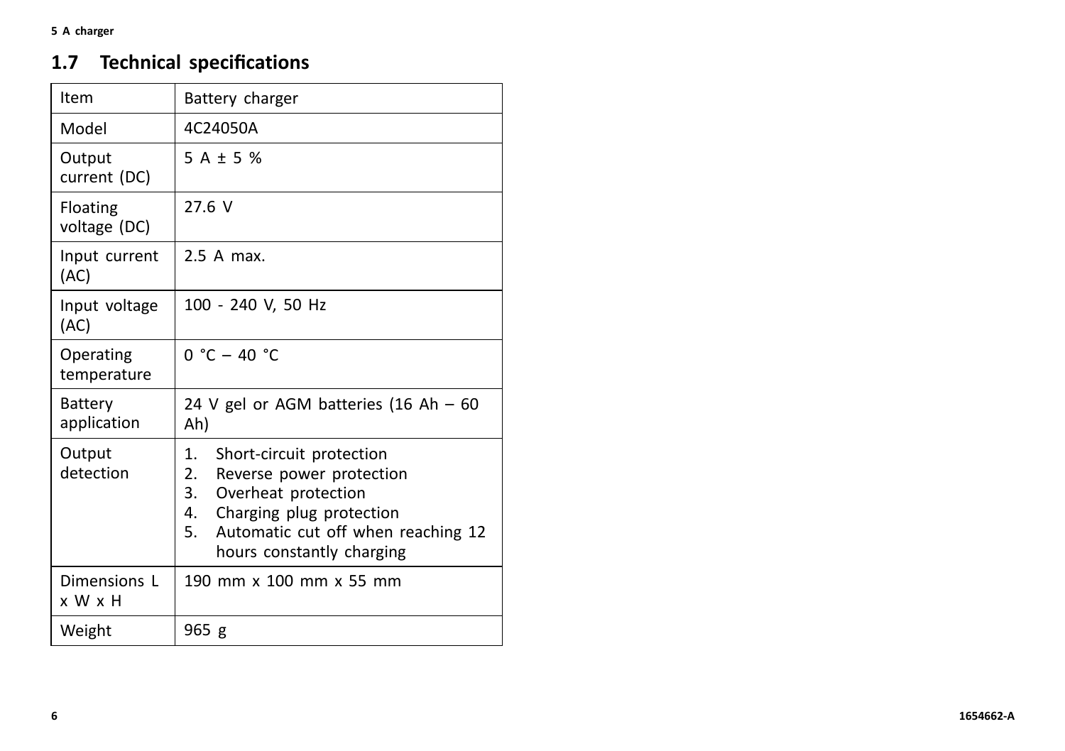## 1.7 Technical specifications

| Item | Battery charger |
|---|---|
| Model | 4C24050A |
| Output current (DC) | 5 A ± 5 % |
| Floating voltage (DC) | 27.6 V |
| Input current (AC) | 2.5 A max. |
| Input voltage (AC) | 100 - 240 V, 50 Hz |
| Operating temperature | 0 °C – 40 °C |
| Battery application | 24 V gel or AGM batteries (16 Ah – 60 Ah) |
| Output detection | 1. Short-circuit protection<br>2. Reverse power protection<br>3. Overheat protection<br>4. Charging plug protection<br>5. Automatic cut off when reaching 12 hours constantly charging |
| Dimensions L x W x H | 190 mm x 100 mm x 55 mm |
| Weight | 965 g |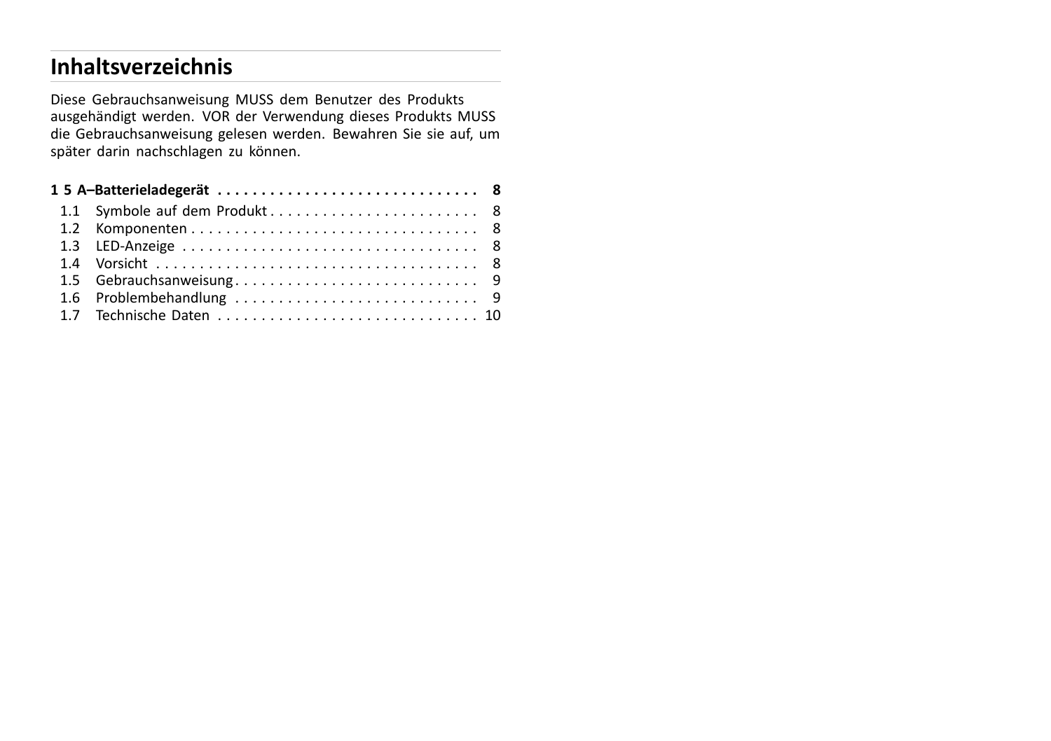# Inhaltsverzeichnis

Diese Gebrauchsanweisung MUSS dem Benutzer des Produkts ausgehändigt werden. VOR der Verwendung dieses Produkts MUSS die Gebrauchsanweisung gelesen werden. Bewahren Sie sie auf, um später darin nachschlagen zu können.

**1 5 A–Batterieladegerät . . . . . . . . . . . . . . . . . . . . . . . . . . . . . . 8**

- 1.1 Symbole auf dem Produkt . . . . . . . . . . . . . . . . . . . . . . . . . 8
- 1.2 Komponenten . . . . . . . . . . . . . . . . . . . . . . . . . . . . . . . . . 8
- 1.3 LED-Anzeige . . . . . . . . . . . . . . . . . . . . . . . . . . . . . . . . . . 8
- 1.4 Vorsicht . . . . . . . . . . . . . . . . . . . . . . . . . . . . . . . . . . . . . 8
- 1.5 Gebrauchsanweisung . . . . . . . . . . . . . . . . . . . . . . . . . . . . 9
- 1.6 Problembehandlung . . . . . . . . . . . . . . . . . . . . . . . . . . . . 9
- 1.7 Technische Daten . . . . . . . . . . . . . . . . . . . . . . . . . . . . . . 10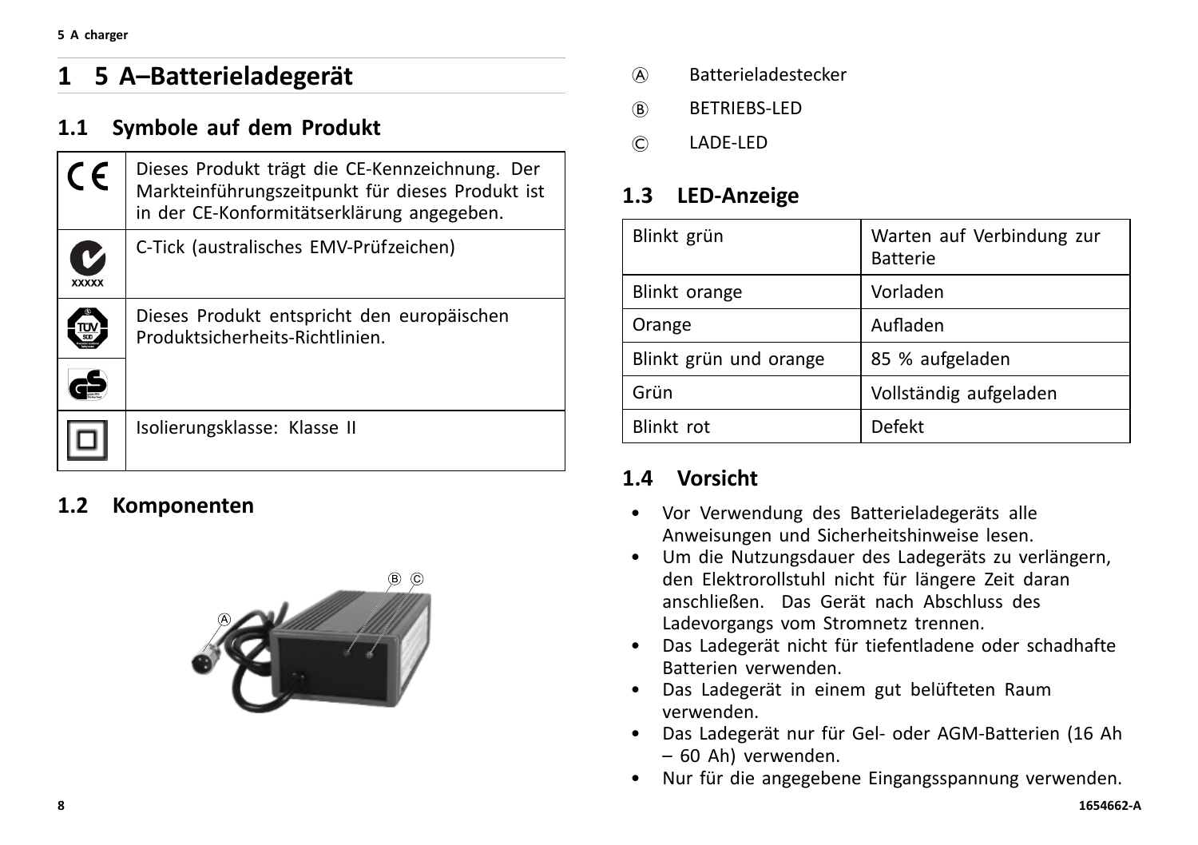# 1 5 A–Batterieladegerät

## 1.1 Symbole auf dem Produkt

| Symbol | Beschreibung |
|---|---|
| CE | Dieses Produkt trägt die CE-Kennzeichnung. Der Markteinführungszeitpunkt für dieses Produkt ist in der CE-Konformitätserklärung angegeben. |
| C-Tick (xxxxx) | C-Tick (australisches EMV-Prüfzeichen) |
| TÜV SÜD / GS | Dieses Produkt entspricht den europäischen Produktsicherheits-Richtlinien. |
| Klasse II | Isolierungsklasse: Klasse II |

## 1.2 Komponenten

Ⓐ Batterieladestecker

Ⓑ BETRIEBS-LED

Ⓒ LADE-LED

## 1.3 LED-Anzeige

| | |
|---|---|
| Blinkt grün | Warten auf Verbindung zur Batterie |
| Blinkt orange | Vorladen |
| Orange | Aufladen |
| Blinkt grün und orange | 85 % aufgeladen |
| Grün | Vollständig aufgeladen |
| Blinkt rot | Defekt |

## 1.4 Vorsicht

- Vor Verwendung des Batterieladegeräts alle Anweisungen und Sicherheitshinweise lesen.
- Um die Nutzungsdauer des Ladegeräts zu verlängern, den Elektrorollstuhl nicht für längere Zeit daran anschließen. Das Gerät nach Abschluss des Ladevorgangs vom Stromnetz trennen.
- Das Ladegerät nicht für tiefentladene oder schadhafte Batterien verwenden.
- Das Ladegerät in einem gut belüfteten Raum verwenden.
- Das Ladegerät nur für Gel- oder AGM-Batterien (16 Ah – 60 Ah) verwenden.
- Nur für die angegebene Eingangsspannung verwenden.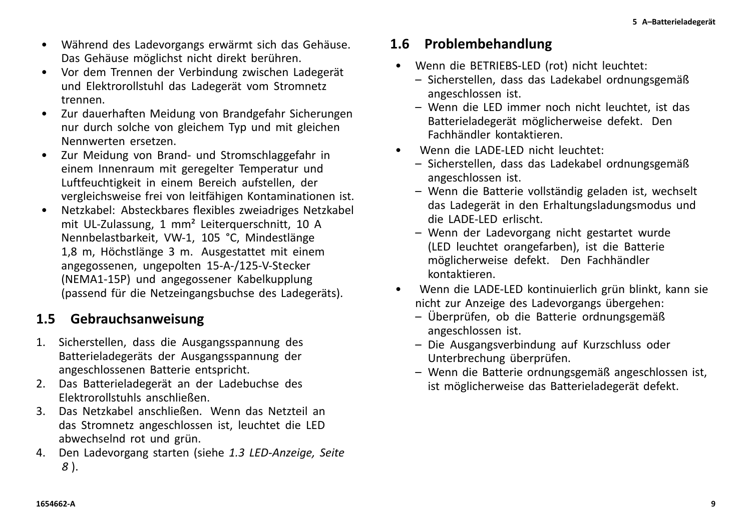- Während des Ladevorgangs erwärmt sich das Gehäuse. Das Gehäuse möglichst nicht direkt berühren.
- Vor dem Trennen der Verbindung zwischen Ladegerät und Elektrorollstuhl das Ladegerät vom Stromnetz trennen.
- Zur dauerhaften Meidung von Brandgefahr Sicherungen nur durch solche von gleichem Typ und mit gleichen Nennwerten ersetzen.
- Zur Meidung von Brand- und Stromschlaggefahr in einem Innenraum mit geregelter Temperatur und Luftfeuchtigkeit in einem Bereich aufstellen, der vergleichsweise frei von leitfähigen Kontaminationen ist.
- Netzkabel: Absteckbares flexibles zweiadriges Netzkabel mit UL-Zulassung, 1 mm² Leiterquerschnitt, 10 A Nennbelastbarkeit, VW-1, 105 °C, Mindestlänge 1,8 m, Höchstlänge 3 m. Ausgestattet mit einem angegossenen, ungepolten 15-A-/125-V-Stecker (NEMA1-15P) und angegossener Kabelkupplung (passend für die Netzeingangsbuchse des Ladegeräts).

## 1.5 Gebrauchsanweisung

1. Sicherstellen, dass die Ausgangsspannung des Batterieladegeräts der Ausgangsspannung der angeschlossenen Batterie entspricht.
2. Das Batterieladegerät an der Ladebuchse des Elektrorollstuhls anschließen.
3. Das Netzkabel anschließen. Wenn das Netzteil an das Stromnetz angeschlossen ist, leuchtet die LED abwechselnd rot und grün.
4. Den Ladevorgang starten (siehe *1.3 LED-Anzeige, Seite 8* ).

## 1.6 Problembehandlung

- Wenn die BETRIEBS-LED (rot) nicht leuchtet:
  - Sicherstellen, dass das Ladekabel ordnungsgemäß angeschlossen ist.
  - Wenn die LED immer noch nicht leuchtet, ist das Batterieladegerät möglicherweise defekt. Den Fachhändler kontaktieren.
- Wenn die LADE-LED nicht leuchtet:
  - Sicherstellen, dass das Ladekabel ordnungsgemäß angeschlossen ist.
  - Wenn die Batterie vollständig geladen ist, wechselt das Ladegerät in den Erhaltungsladungsmodus und die LADE-LED erlischt.
  - Wenn der Ladevorgang nicht gestartet wurde (LED leuchtet orangefarben), ist die Batterie möglicherweise defekt. Den Fachhändler kontaktieren.
- Wenn die LADE-LED kontinuierlich grün blinkt, kann sie nicht zur Anzeige des Ladevorgangs übergehen:
  - Überprüfen, ob die Batterie ordnungsgemäß angeschlossen ist.
  - Die Ausgangsverbindung auf Kurzschluss oder Unterbrechung überprüfen.
  - Wenn die Batterie ordnungsgemäß angeschlossen ist, ist möglicherweise das Batterieladegerät defekt.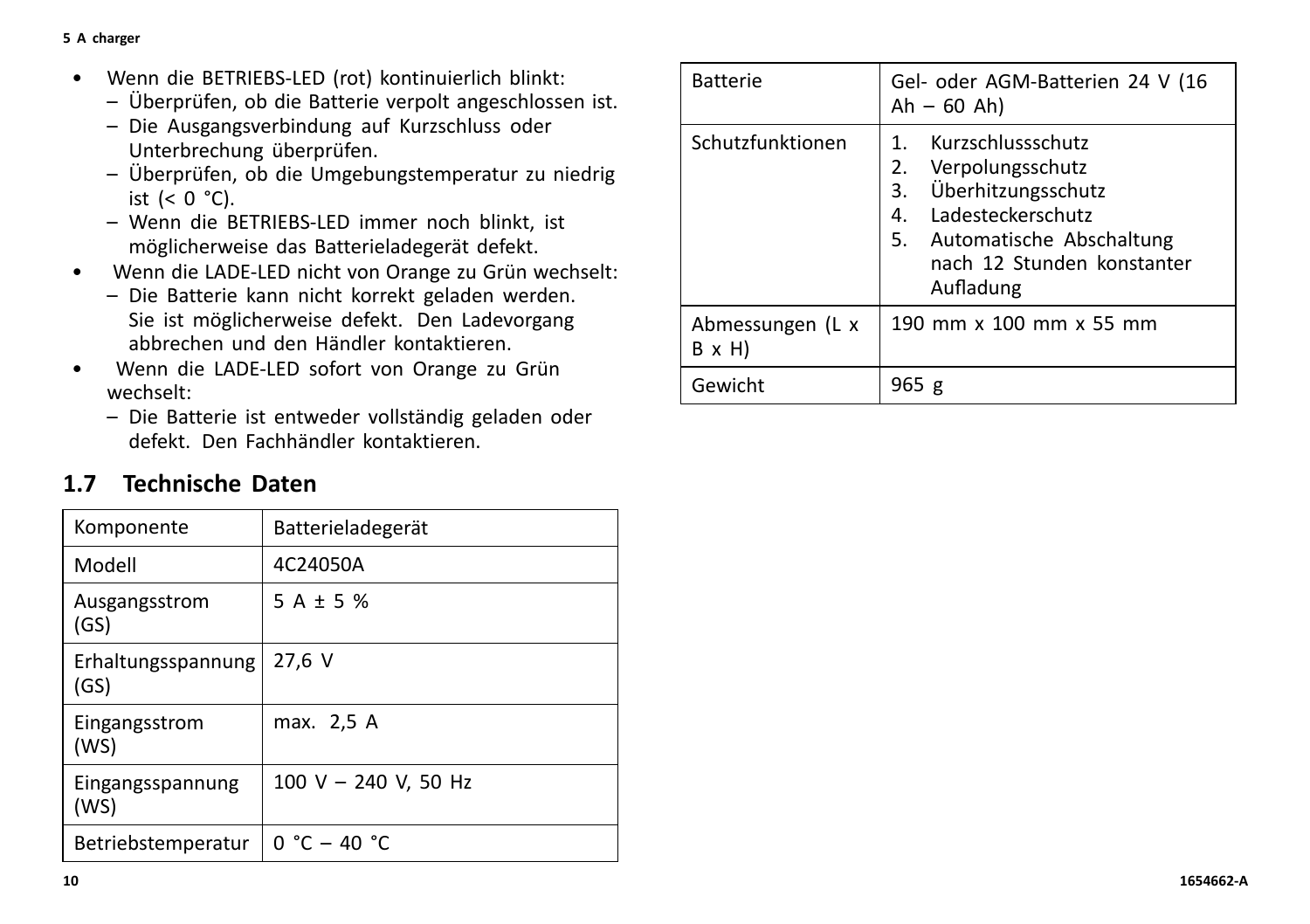- Wenn die BETRIEBS-LED (rot) kontinuierlich blinkt:
  – Überprüfen, ob die Batterie verpolt angeschlossen ist.
  – Die Ausgangsverbindung auf Kurzschluss oder Unterbrechung überprüfen.
  – Überprüfen, ob die Umgebungstemperatur zu niedrig ist (< 0 °C).
  – Wenn die BETRIEBS-LED immer noch blinkt, ist möglicherweise das Batterieladegerät defekt.
- Wenn die LADE-LED nicht von Orange zu Grün wechselt:
  – Die Batterie kann nicht korrekt geladen werden. Sie ist möglicherweise defekt. Den Ladevorgang abbrechen und den Händler kontaktieren.
- Wenn die LADE-LED sofort von Orange zu Grün wechselt:
  – Die Batterie ist entweder vollständig geladen oder defekt. Den Fachhändler kontaktieren.

## 1.7 Technische Daten

| Komponente | Batterieladegerät |
|---|---|
| Modell | 4C24050A |
| Ausgangsstrom (GS) | 5 A ± 5 % |
| Erhaltungsspannung (GS) | 27,6 V |
| Eingangsstrom (WS) | max. 2,5 A |
| Eingangsspannung (WS) | 100 V – 240 V, 50 Hz |
| Betriebstemperatur | 0 °C – 40 °C |
| Batterie | Gel- oder AGM-Batterien 24 V (16 Ah – 60 Ah) |
| Schutzfunktionen | 1. Kurzschlussschutz<br>2. Verpolungsschutz<br>3. Überhitzungsschutz<br>4. Ladesteckerschutz<br>5. Automatische Abschaltung nach 12 Stunden konstanter Aufladung |
| Abmessungen (L x B x H) | 190 mm x 100 mm x 55 mm |
| Gewicht | 965 g |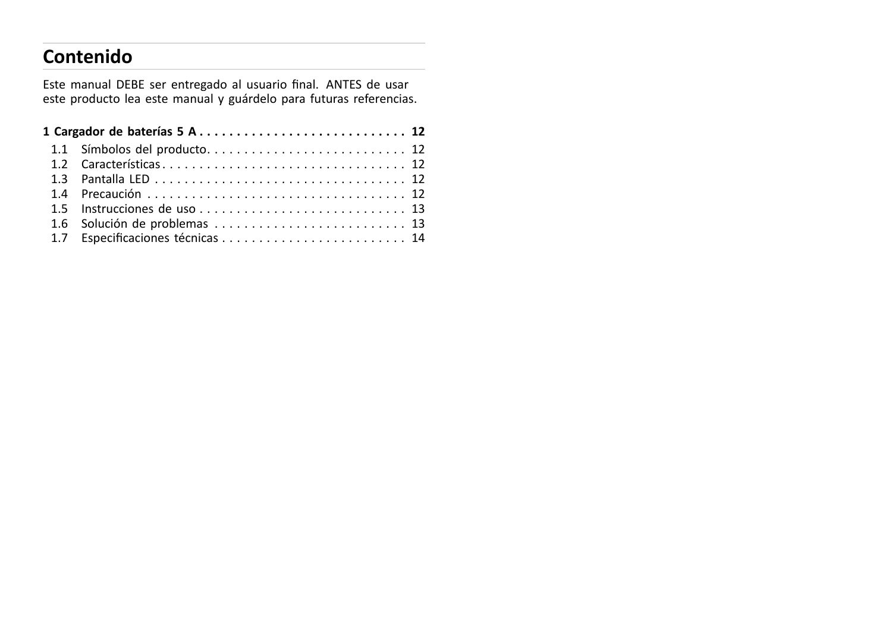# Contenido

Este manual DEBE ser entregado al usuario final. ANTES de usar este producto lea este manual y guárdelo para futuras referencias.

**1 Cargador de baterías 5 A . . . . . . . . . . . . . . . . . . . . . . . . . . . . 12**

- 1.1 Símbolos del producto. . . . . . . . . . . . . . . . . . . . . . . . . . . 12
- 1.2 Características . . . . . . . . . . . . . . . . . . . . . . . . . . . . . . . . . 12
- 1.3 Pantalla LED . . . . . . . . . . . . . . . . . . . . . . . . . . . . . . . . . . 12
- 1.4 Precaución . . . . . . . . . . . . . . . . . . . . . . . . . . . . . . . . . . . 12
- 1.5 Instrucciones de uso . . . . . . . . . . . . . . . . . . . . . . . . . . . . 13
- 1.6 Solución de problemas . . . . . . . . . . . . . . . . . . . . . . . . . . 13
- 1.7 Especificaciones técnicas . . . . . . . . . . . . . . . . . . . . . . . . . 14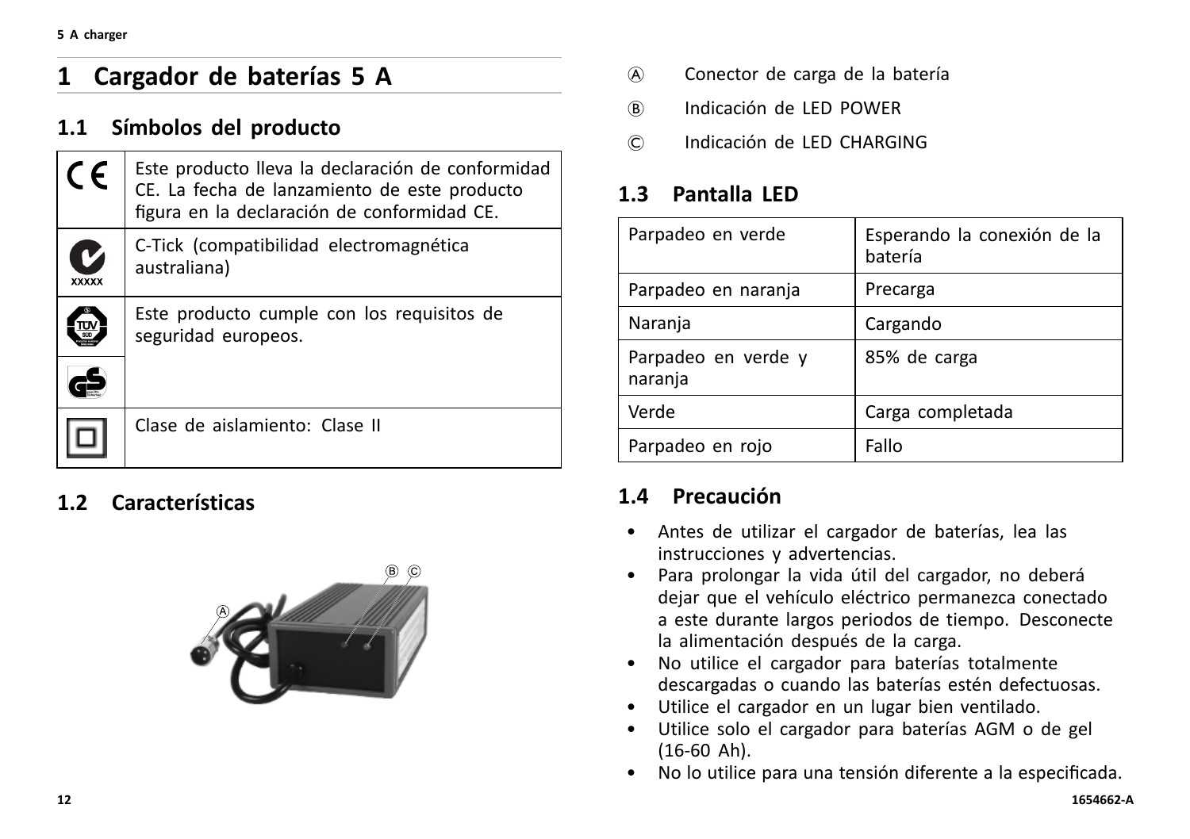# 1 Cargador de baterías 5 A

## 1.1 Símbolos del producto

| | |
|---|---|
| CE | Este producto lleva la declaración de conformidad CE. La fecha de lanzamiento de este producto figura en la declaración de conformidad CE. |
| XXXXX | C-Tick (compatibilidad electromagnética australiana) |
| TÜV SÜD / GS | Este producto cumple con los requisitos de seguridad europeos. |
| | Clase de aislamiento: Clase II |

## 1.2 Características

Ⓐ Conector de carga de la batería

Ⓑ Indicación de LED POWER

Ⓒ Indicación de LED CHARGING

## 1.3 Pantalla LED

| | |
|---|---|
| Parpadeo en verde | Esperando la conexión de la batería |
| Parpadeo en naranja | Precarga |
| Naranja | Cargando |
| Parpadeo en verde y naranja | 85% de carga |
| Verde | Carga completada |
| Parpadeo en rojo | Fallo |

## 1.4 Precaución

- Antes de utilizar el cargador de baterías, lea las instrucciones y advertencias.
- Para prolongar la vida útil del cargador, no deberá dejar que el vehículo eléctrico permanezca conectado a este durante largos periodos de tiempo. Desconecte la alimentación después de la carga.
- No utilice el cargador para baterías totalmente descargadas o cuando las baterías estén defectuosas.
- Utilice el cargador en un lugar bien ventilado.
- Utilice solo el cargador para baterías AGM o de gel (16-60 Ah).
- No lo utilice para una tensión diferente a la especificada.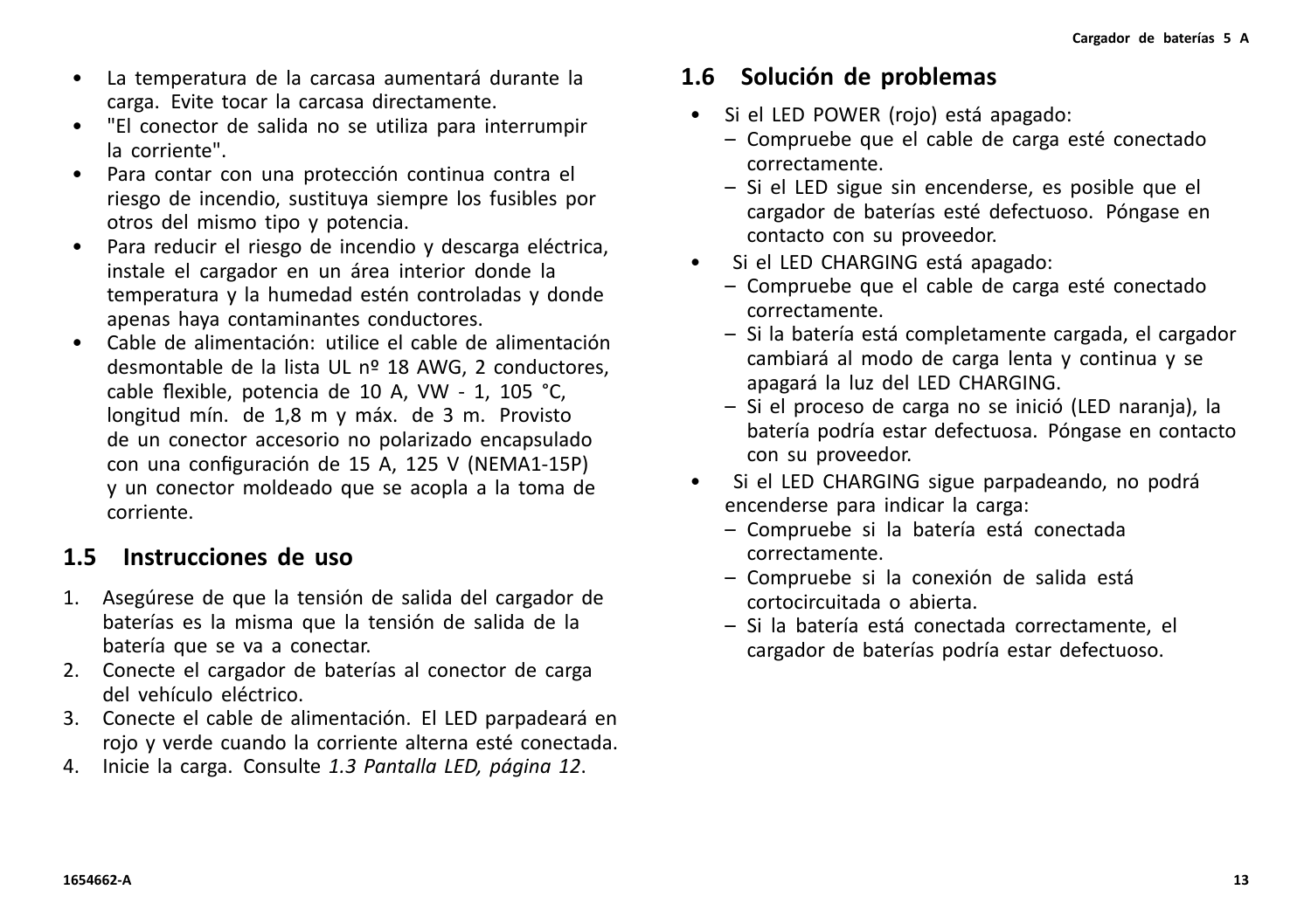- La temperatura de la carcasa aumentará durante la carga. Evite tocar la carcasa directamente.
- "El conector de salida no se utiliza para interrumpir la corriente".
- Para contar con una protección continua contra el riesgo de incendio, sustituya siempre los fusibles por otros del mismo tipo y potencia.
- Para reducir el riesgo de incendio y descarga eléctrica, instale el cargador en un área interior donde la temperatura y la humedad estén controladas y donde apenas haya contaminantes conductores.
- Cable de alimentación: utilice el cable de alimentación desmontable de la lista UL nº 18 AWG, 2 conductores, cable flexible, potencia de 10 A, VW - 1, 105 °C, longitud mín. de 1,8 m y máx. de 3 m. Provisto de un conector accesorio no polarizado encapsulado con una configuración de 15 A, 125 V (NEMA1-15P) y un conector moldeado que se acopla a la toma de corriente.

## 1.5 Instrucciones de uso

1. Asegúrese de que la tensión de salida del cargador de baterías es la misma que la tensión de salida de la batería que se va a conectar.
2. Conecte el cargador de baterías al conector de carga del vehículo eléctrico.
3. Conecte el cable de alimentación. El LED parpadeará en rojo y verde cuando la corriente alterna esté conectada.
4. Inicie la carga. Consulte *1.3 Pantalla LED, página 12*.

## 1.6 Solución de problemas

- Si el LED POWER (rojo) está apagado:
  - Compruebe que el cable de carga esté conectado correctamente.
  - Si el LED sigue sin encenderse, es posible que el cargador de baterías esté defectuoso. Póngase en contacto con su proveedor.
- Si el LED CHARGING está apagado:
  - Compruebe que el cable de carga esté conectado correctamente.
  - Si la batería está completamente cargada, el cargador cambiará al modo de carga lenta y continua y se apagará la luz del LED CHARGING.
  - Si el proceso de carga no se inició (LED naranja), la batería podría estar defectuosa. Póngase en contacto con su proveedor.
- Si el LED CHARGING sigue parpadeando, no podrá encenderse para indicar la carga:
  - Compruebe si la batería está conectada correctamente.
  - Compruebe si la conexión de salida está cortocircuitada o abierta.
  - Si la batería está conectada correctamente, el cargador de baterías podría estar defectuoso.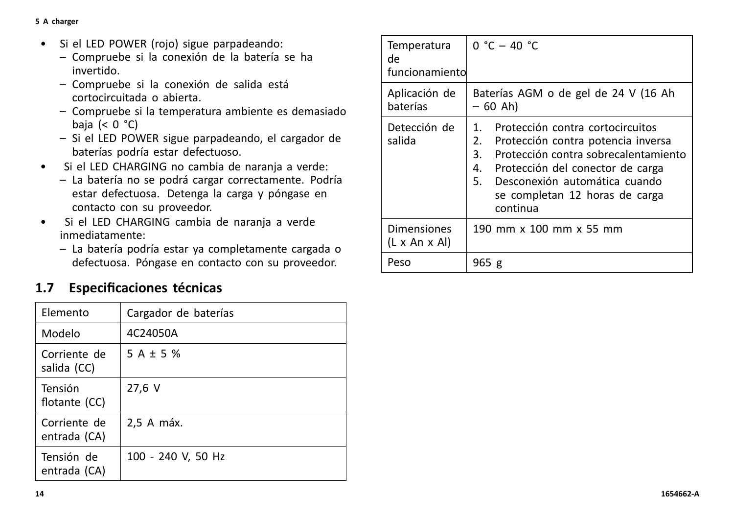- Si el LED POWER (rojo) sigue parpadeando:
  - Compruebe si la conexión de la batería se ha invertido.
  - Compruebe si la conexión de salida está cortocircuitada o abierta.
  - Compruebe si la temperatura ambiente es demasiado baja (< 0 °C)
  - Si el LED POWER sigue parpadeando, el cargador de baterías podría estar defectuoso.
- Si el LED CHARGING no cambia de naranja a verde:
  - La batería no se podrá cargar correctamente. Podría estar defectuosa. Detenga la carga y póngase en contacto con su proveedor.
- Si el LED CHARGING cambia de naranja a verde inmediatamente:
  - La batería podría estar ya completamente cargada o defectuosa. Póngase en contacto con su proveedor.

## 1.7 Especificaciones técnicas

| Elemento | Cargador de baterías |
|---|---|
| Modelo | 4C24050A |
| Corriente de salida (CC) | 5 A ± 5 % |
| Tensión flotante (CC) | 27,6 V |
| Corriente de entrada (CA) | 2,5 A máx. |
| Tensión de entrada (CA) | 100 - 240 V, 50 Hz |
| Temperatura de funcionamiento | 0 °C – 40 °C |
| Aplicación de baterías | Baterías AGM o de gel de 24 V (16 Ah – 60 Ah) |
| Detección de salida | 1. Protección contra cortocircuitos<br>2. Protección contra potencia inversa<br>3. Protección contra sobrecalentamiento<br>4. Protección del conector de carga<br>5. Desconexión automática cuando se completan 12 horas de carga continua |
| Dimensiones (L x An x Al) | 190 mm x 100 mm x 55 mm |
| Peso | 965 g |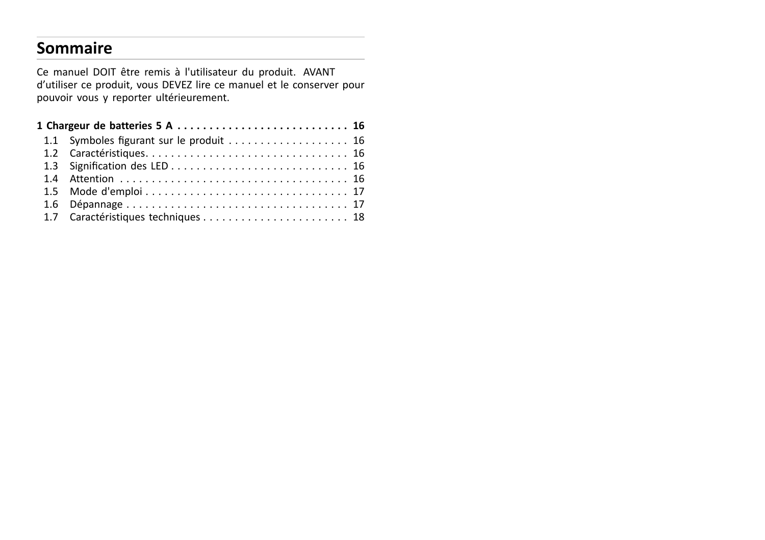## Sommaire

Ce manuel DOIT être remis à l'utilisateur du produit. AVANT d'utiliser ce produit, vous DEVEZ lire ce manuel et le conserver pour pouvoir vous y reporter ultérieurement.

**1 Chargeur de batteries 5 A . . . . . . . . . . . . . . . . . . . . . . . . . . . . 16**

- 1.1 Symboles figurant sur le produit . . . . . . . . . . . . . . . . . . . . 16
- 1.2 Caractéristiques. . . . . . . . . . . . . . . . . . . . . . . . . . . . . . . . . 16
- 1.3 Signification des LED . . . . . . . . . . . . . . . . . . . . . . . . . . . . 16
- 1.4 Attention . . . . . . . . . . . . . . . . . . . . . . . . . . . . . . . . . . . . . 16
- 1.5 Mode d'emploi . . . . . . . . . . . . . . . . . . . . . . . . . . . . . . . . . 17
- 1.6 Dépannage . . . . . . . . . . . . . . . . . . . . . . . . . . . . . . . . . . . . 17
- 1.7 Caractéristiques techniques . . . . . . . . . . . . . . . . . . . . . . . 18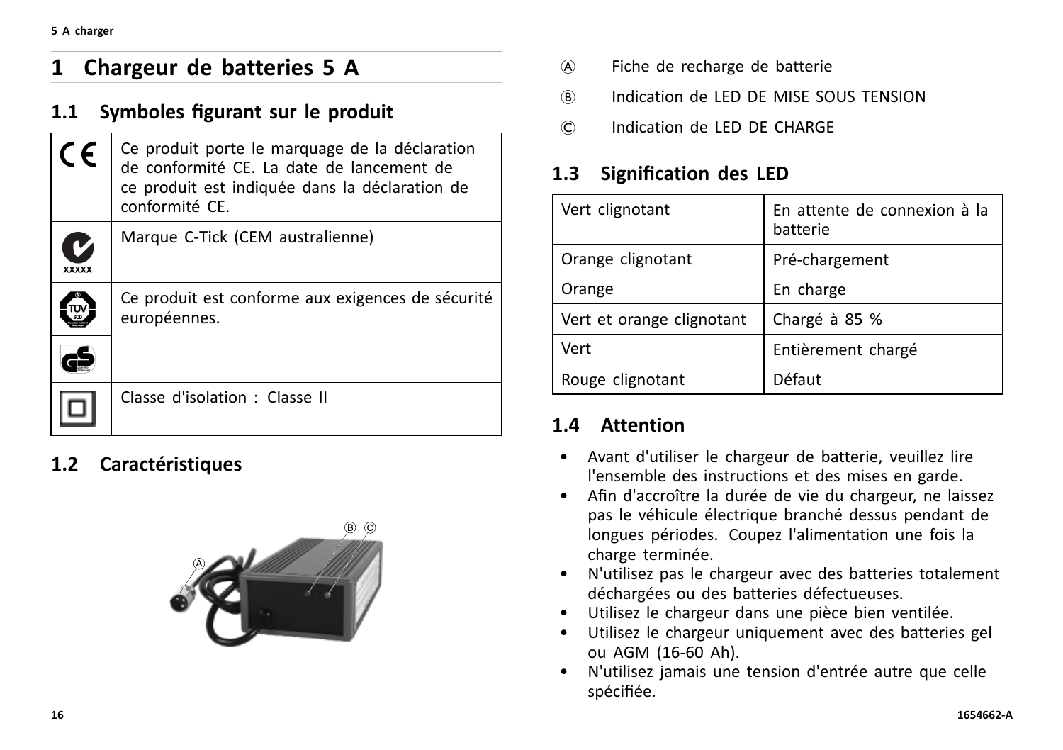# 1 Chargeur de batteries 5 A

## 1.1 Symboles figurant sur le produit

| Symbole | Description |
|---|---|
| CE | Ce produit porte le marquage de la déclaration de conformité CE. La date de lancement de ce produit est indiquée dans la déclaration de conformité CE. |
| C-Tick (xxxxx) | Marque C-Tick (CEM australienne) |
| TÜV SÜD / GS | Ce produit est conforme aux exigences de sécurité européennes. |
| Classe II | Classe d'isolation : Classe II |

## 1.2 Caractéristiques

Ⓐ Fiche de recharge de batterie

Ⓑ Indication de LED DE MISE SOUS TENSION

Ⓒ Indication de LED DE CHARGE

## 1.3 Signification des LED

| LED | Signification |
|---|---|
| Vert clignotant | En attente de connexion à la batterie |
| Orange clignotant | Pré-chargement |
| Orange | En charge |
| Vert et orange clignotant | Chargé à 85 % |
| Vert | Entièrement chargé |
| Rouge clignotant | Défaut |

## 1.4 Attention

- Avant d'utiliser le chargeur de batterie, veuillez lire l'ensemble des instructions et des mises en garde.
- Afin d'accroître la durée de vie du chargeur, ne laissez pas le véhicule électrique branché dessus pendant de longues périodes. Coupez l'alimentation une fois la charge terminée.
- N'utilisez pas le chargeur avec des batteries totalement déchargées ou des batteries défectueuses.
- Utilisez le chargeur dans une pièce bien ventilée.
- Utilisez le chargeur uniquement avec des batteries gel ou AGM (16-60 Ah).
- N'utilisez jamais une tension d'entrée autre que celle spécifiée.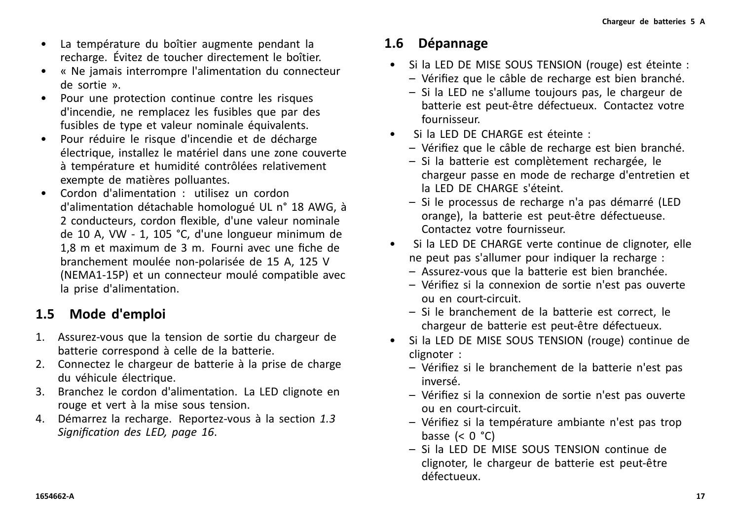- La température du boîtier augmente pendant la recharge. Évitez de toucher directement le boîtier.
- « Ne jamais interrompre l'alimentation du connecteur de sortie ».
- Pour une protection continue contre les risques d'incendie, ne remplacez les fusibles que par des fusibles de type et valeur nominale équivalents.
- Pour réduire le risque d'incendie et de décharge électrique, installez le matériel dans une zone couverte à température et humidité contrôlées relativement exempte de matières polluantes.
- Cordon d'alimentation : utilisez un cordon d'alimentation détachable homologué UL n° 18 AWG, à 2 conducteurs, cordon flexible, d'une valeur nominale de 10 A, VW - 1, 105 °C, d'une longueur minimum de 1,8 m et maximum de 3 m. Fourni avec une fiche de branchement moulée non-polarisée de 15 A, 125 V (NEMA1-15P) et un connecteur moulé compatible avec la prise d'alimentation.

## 1.5 Mode d'emploi

1. Assurez-vous que la tension de sortie du chargeur de batterie correspond à celle de la batterie.
2. Connectez le chargeur de batterie à la prise de charge du véhicule électrique.
3. Branchez le cordon d'alimentation. La LED clignote en rouge et vert à la mise sous tension.
4. Démarrez la recharge. Reportez-vous à la section *1.3 Signification des LED, page 16*.

## 1.6 Dépannage

- Si la LED DE MISE SOUS TENSION (rouge) est éteinte :
  - Vérifiez que le câble de recharge est bien branché.
  - Si la LED ne s'allume toujours pas, le chargeur de batterie est peut-être défectueux. Contactez votre fournisseur.
- Si la LED DE CHARGE est éteinte :
  - Vérifiez que le câble de recharge est bien branché.
  - Si la batterie est complètement rechargée, le chargeur passe en mode de recharge d'entretien et la LED DE CHARGE s'éteint.
  - Si le processus de recharge n'a pas démarré (LED orange), la batterie est peut-être défectueuse. Contactez votre fournisseur.
- Si la LED DE CHARGE verte continue de clignoter, elle ne peut pas s'allumer pour indiquer la recharge :
  - Assurez-vous que la batterie est bien branchée.
  - Vérifiez si la connexion de sortie n'est pas ouverte ou en court-circuit.
  - Si le branchement de la batterie est correct, le chargeur de batterie est peut-être défectueux.
- Si la LED DE MISE SOUS TENSION (rouge) continue de clignoter :
  - Vérifiez si le branchement de la batterie n'est pas inversé.
  - Vérifiez si la connexion de sortie n'est pas ouverte ou en court-circuit.
  - Vérifiez si la température ambiante n'est pas trop basse (< 0 °C)
  - Si la LED DE MISE SOUS TENSION continue de clignoter, le chargeur de batterie est peut-être défectueux.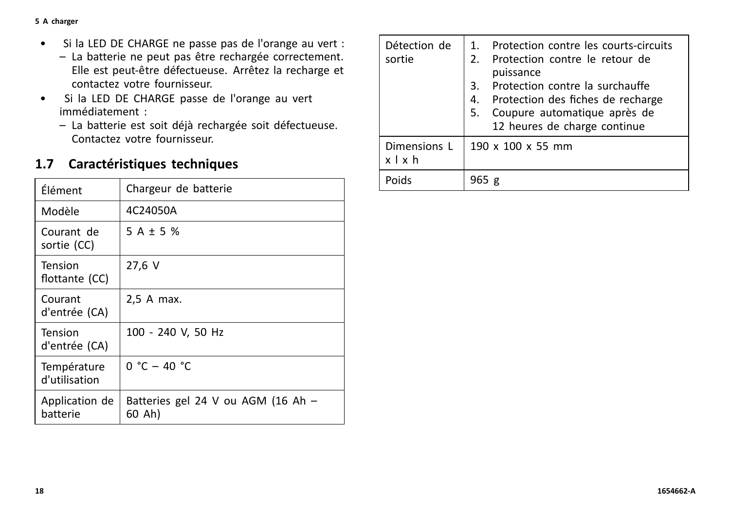- Si la LED DE CHARGE ne passe pas de l'orange au vert :
  - La batterie ne peut pas être rechargée correctement. Elle est peut-être défectueuse. Arrêtez la recharge et contactez votre fournisseur.
- Si la LED DE CHARGE passe de l'orange au vert immédiatement :
  - La batterie est soit déjà rechargée soit défectueuse. Contactez votre fournisseur.

## 1.7 Caractéristiques techniques

| Élément | Chargeur de batterie |
|---|---|
| Modèle | 4C24050A |
| Courant de sortie (CC) | 5 A ± 5 % |
| Tension flottante (CC) | 27,6 V |
| Courant d'entrée (CA) | 2,5 A max. |
| Tension d'entrée (CA) | 100 - 240 V, 50 Hz |
| Température d'utilisation | 0 °C – 40 °C |
| Application de batterie | Batteries gel 24 V ou AGM (16 Ah – 60 Ah) |
| Détection de sortie | 1. Protection contre les courts-circuits<br>2. Protection contre le retour de puissance<br>3. Protection contre la surchauffe<br>4. Protection des fiches de recharge<br>5. Coupure automatique après de 12 heures de charge continue |
| Dimensions L x l x h | 190 x 100 x 55 mm |
| Poids | 965 g |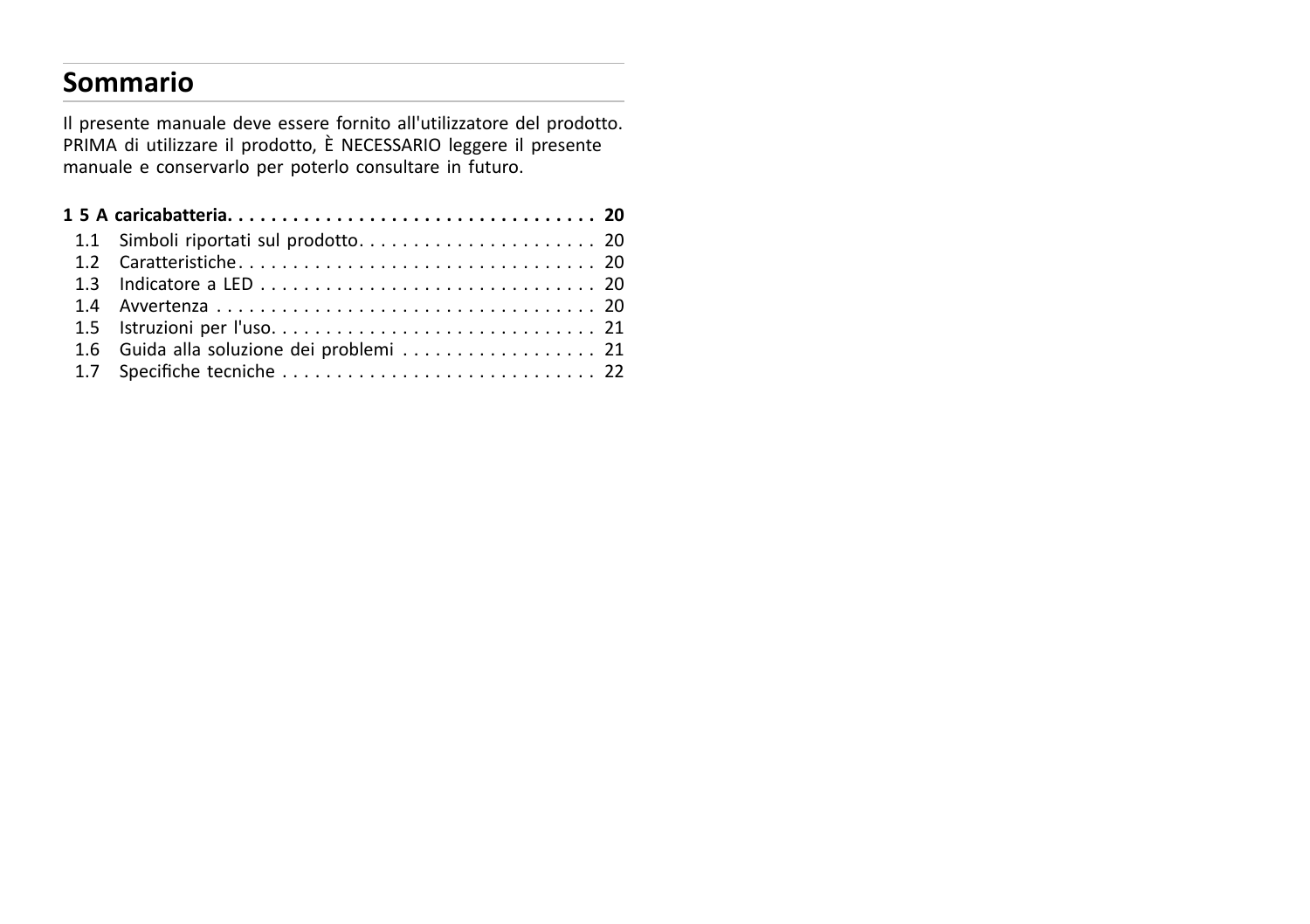## Sommario

Il presente manuale deve essere fornito all'utilizzatore del prodotto. PRIMA di utilizzare il prodotto, È NECESSARIO leggere il presente manuale e conservarlo per poterlo consultare in futuro.

**1 5 A caricabatteria. . . . . . . . . . . . . . . . . . . . . . . . . . . . . . . . . . 20**

- 1.1 Simboli riportati sul prodotto. . . . . . . . . . . . . . . . . . . . . . 20
- 1.2 Caratteristiche. . . . . . . . . . . . . . . . . . . . . . . . . . . . . . . . . 20
- 1.3 Indicatore a LED . . . . . . . . . . . . . . . . . . . . . . . . . . . . . . 20
- 1.4 Avvertenza . . . . . . . . . . . . . . . . . . . . . . . . . . . . . . . . . . . 20
- 1.5 Istruzioni per l'uso. . . . . . . . . . . . . . . . . . . . . . . . . . . . . . 21
- 1.6 Guida alla soluzione dei problemi . . . . . . . . . . . . . . . . . . 21
- 1.7 Specifiche tecniche . . . . . . . . . . . . . . . . . . . . . . . . . . . . 22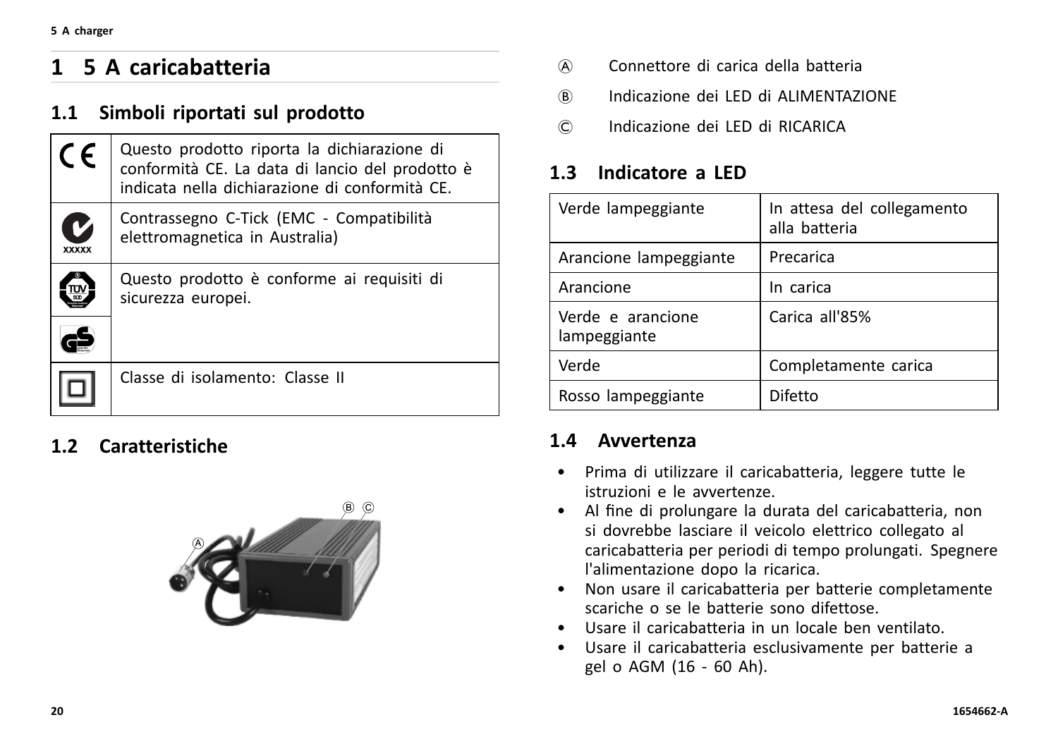# 1 5 A caricabatteria

## 1.1 Simboli riportati sul prodotto

| | |
|---|---|
| CE | Questo prodotto riporta la dichiarazione di conformità CE. La data di lancio del prodotto è indicata nella dichiarazione di conformità CE. |
| XXXXX | Contrassegno C-Tick (EMC - Compatibilità elettromagnetica in Australia) |
| | Questo prodotto è conforme ai requisiti di sicurezza europei. |
| | |
| | Classe di isolamento: Classe II |

## 1.2 Caratteristiche

Ⓐ Connettore di carica della batteria

Ⓑ Indicazione dei LED di ALIMENTAZIONE

Ⓒ Indicazione dei LED di RICARICA

## 1.3 Indicatore a LED

| | |
|---|---|
| Verde lampeggiante | In attesa del collegamento alla batteria |
| Arancione lampeggiante | Precarica |
| Arancione | In carica |
| Verde e arancione lampeggiante | Carica all'85% |
| Verde | Completamente carica |
| Rosso lampeggiante | Difetto |

## 1.4 Avvertenza

- Prima di utilizzare il caricabatteria, leggere tutte le istruzioni e le avvertenze.
- Al fine di prolungare la durata del caricabatteria, non si dovrebbe lasciare il veicolo elettrico collegato al caricabatteria per periodi di tempo prolungati. Spegnere l'alimentazione dopo la ricarica.
- Non usare il caricabatteria per batterie completamente scariche o se le batterie sono difettose.
- Usare il caricabatteria in un locale ben ventilato.
- Usare il caricabatteria esclusivamente per batterie a gel o AGM (16 - 60 Ah).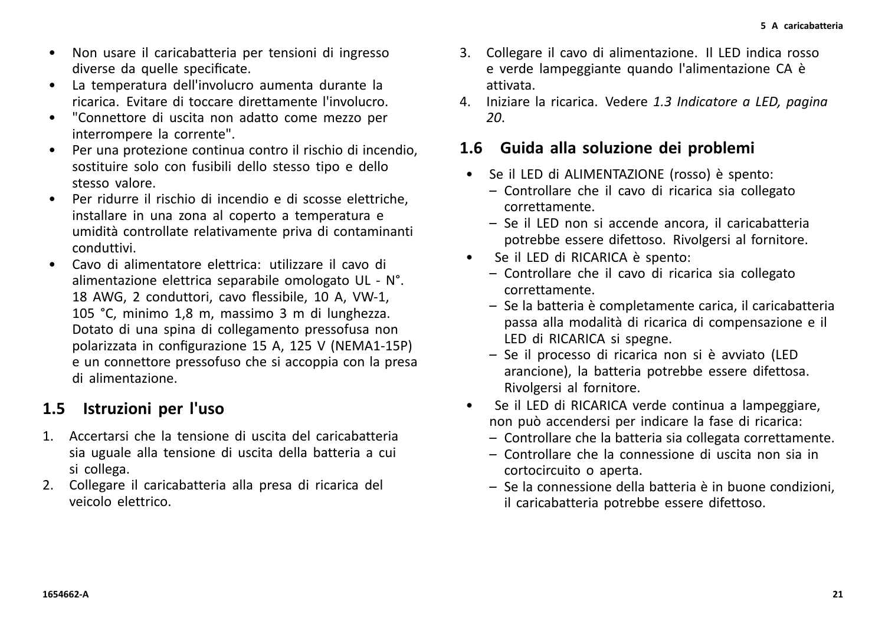- Non usare il caricabatteria per tensioni di ingresso diverse da quelle specificate.
- La temperatura dell'involucro aumenta durante la ricarica. Evitare di toccare direttamente l'involucro.
- "Connettore di uscita non adatto come mezzo per interrompere la corrente".
- Per una protezione continua contro il rischio di incendio, sostituire solo con fusibili dello stesso tipo e dello stesso valore.
- Per ridurre il rischio di incendio e di scosse elettriche, installare in una zona al coperto a temperatura e umidità controllate relativamente priva di contaminanti conduttivi.
- Cavo di alimentatore elettrica: utilizzare il cavo di alimentazione elettrica separabile omologato UL - N°. 18 AWG, 2 conduttori, cavo flessibile, 10 A, VW-1, 105 °C, minimo 1,8 m, massimo 3 m di lunghezza. Dotato di una spina di collegamento pressofusa non polarizzata in configurazione 15 A, 125 V (NEMA1-15P) e un connettore pressofuso che si accoppia con la presa di alimentazione.

## 1.5 Istruzioni per l'uso

1. Accertarsi che la tensione di uscita del caricabatteria sia uguale alla tensione di uscita della batteria a cui si collega.
2. Collegare il caricabatteria alla presa di ricarica del veicolo elettrico.
3. Collegare il cavo di alimentazione. Il LED indica rosso e verde lampeggiante quando l'alimentazione CA è attivata.
4. Iniziare la ricarica. Vedere *1.3 Indicatore a LED, pagina 20*.

## 1.6 Guida alla soluzione dei problemi

- Se il LED di ALIMENTAZIONE (rosso) è spento:
  - Controllare che il cavo di ricarica sia collegato correttamente.
  - Se il LED non si accende ancora, il caricabatteria potrebbe essere difettoso. Rivolgersi al fornitore.
- Se il LED di RICARICA è spento:
  - Controllare che il cavo di ricarica sia collegato correttamente.
  - Se la batteria è completamente carica, il caricabatteria passa alla modalità di ricarica di compensazione e il LED di RICARICA si spegne.
  - Se il processo di ricarica non si è avviato (LED arancione), la batteria potrebbe essere difettosa. Rivolgersi al fornitore.
- Se il LED di RICARICA verde continua a lampeggiare, non può accendersi per indicare la fase di ricarica:
  - Controllare che la batteria sia collegata correttamente.
  - Controllare che la connessione di uscita non sia in cortocircuito o aperta.
  - Se la connessione della batteria è in buone condizioni, il caricabatteria potrebbe essere difettoso.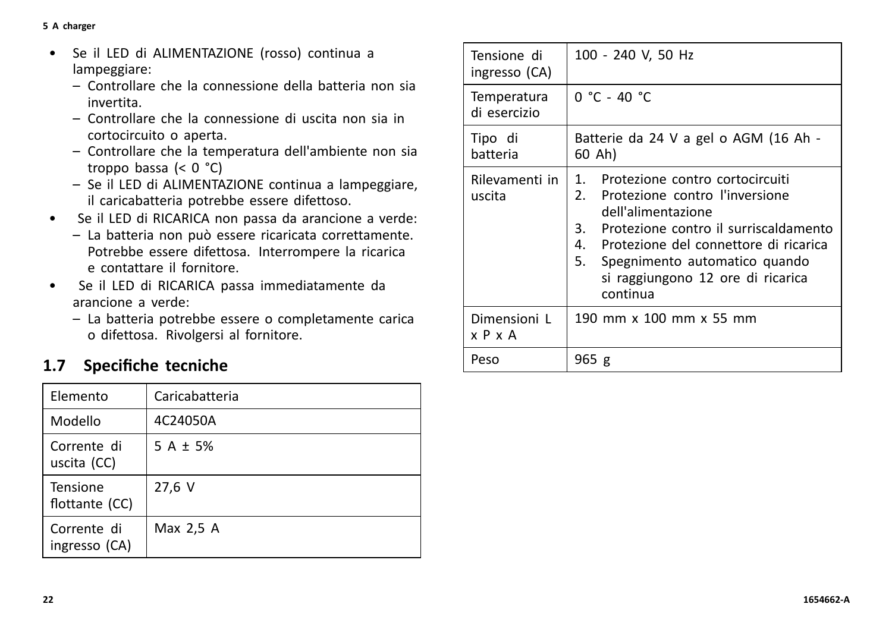- Se il LED di ALIMENTAZIONE (rosso) continua a lampeggiare:
  - Controllare che la connessione della batteria non sia invertita.
  - Controllare che la connessione di uscita non sia in cortocircuito o aperta.
  - Controllare che la temperatura dell'ambiente non sia troppo bassa (< 0 °C)
  - Se il LED di ALIMENTAZIONE continua a lampeggiare, il caricabatteria potrebbe essere difettoso.
- Se il LED di RICARICA non passa da arancione a verde:
  - La batteria non può essere ricaricata correttamente. Potrebbe essere difettosa. Interrompere la ricarica e contattare il fornitore.
- Se il LED di RICARICA passa immediatamente da arancione a verde:
  - La batteria potrebbe essere o completamente carica o difettosa. Rivolgersi al fornitore.

## 1.7 Specifiche tecniche

| Elemento | Caricabatteria |
|---|---|
| Modello | 4C24050A |
| Corrente di uscita (CC) | 5 A ± 5% |
| Tensione flottante (CC) | 27,6 V |
| Corrente di ingresso (CA) | Max 2,5 A |
| Tensione di ingresso (CA) | 100 - 240 V, 50 Hz |
| Temperatura di esercizio | 0 °C - 40 °C |
| Tipo di batteria | Batterie da 24 V a gel o AGM (16 Ah - 60 Ah) |
| Rilevamenti in uscita | 1. Protezione contro cortocircuiti<br>2. Protezione contro l'inversione dell'alimentazione<br>3. Protezione contro il surriscaldamento<br>4. Protezione del connettore di ricarica<br>5. Spegnimento automatico quando si raggiungono 12 ore di ricarica continua |
| Dimensioni L x P x A | 190 mm x 100 mm x 55 mm |
| Peso | 965 g |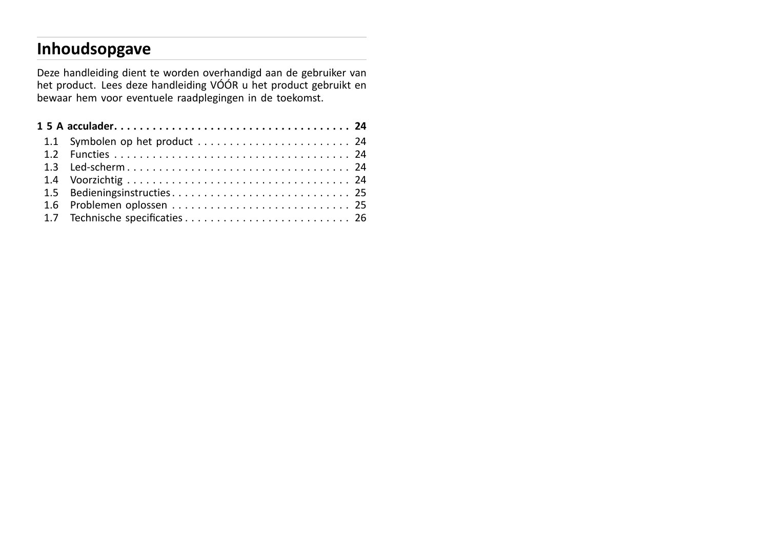# Inhoudsopgave

Deze handleiding dient te worden overhandigd aan de gebruiker van het product. Lees deze handleiding VÓÓR u het product gebruikt en bewaar hem voor eventuele raadplegingen in de toekomst.

**1 5 A acculader . . . . . . . . . . . . . . . . . . . . . . . . . . . . . . . . . . . . . 24**

- 1.1 Symbolen op het product . . . . . . . . . . . . . . . . . . . . . . . . 24
- 1.2 Functies . . . . . . . . . . . . . . . . . . . . . . . . . . . . . . . . . . . . . 24
- 1.3 Led-scherm . . . . . . . . . . . . . . . . . . . . . . . . . . . . . . . . . . . 24
- 1.4 Voorzichtig . . . . . . . . . . . . . . . . . . . . . . . . . . . . . . . . . . . 24
- 1.5 Bedieningsinstructies . . . . . . . . . . . . . . . . . . . . . . . . . . . . 25
- 1.6 Problemen oplossen . . . . . . . . . . . . . . . . . . . . . . . . . . . . 25
- 1.7 Technische specificaties . . . . . . . . . . . . . . . . . . . . . . . . . . 26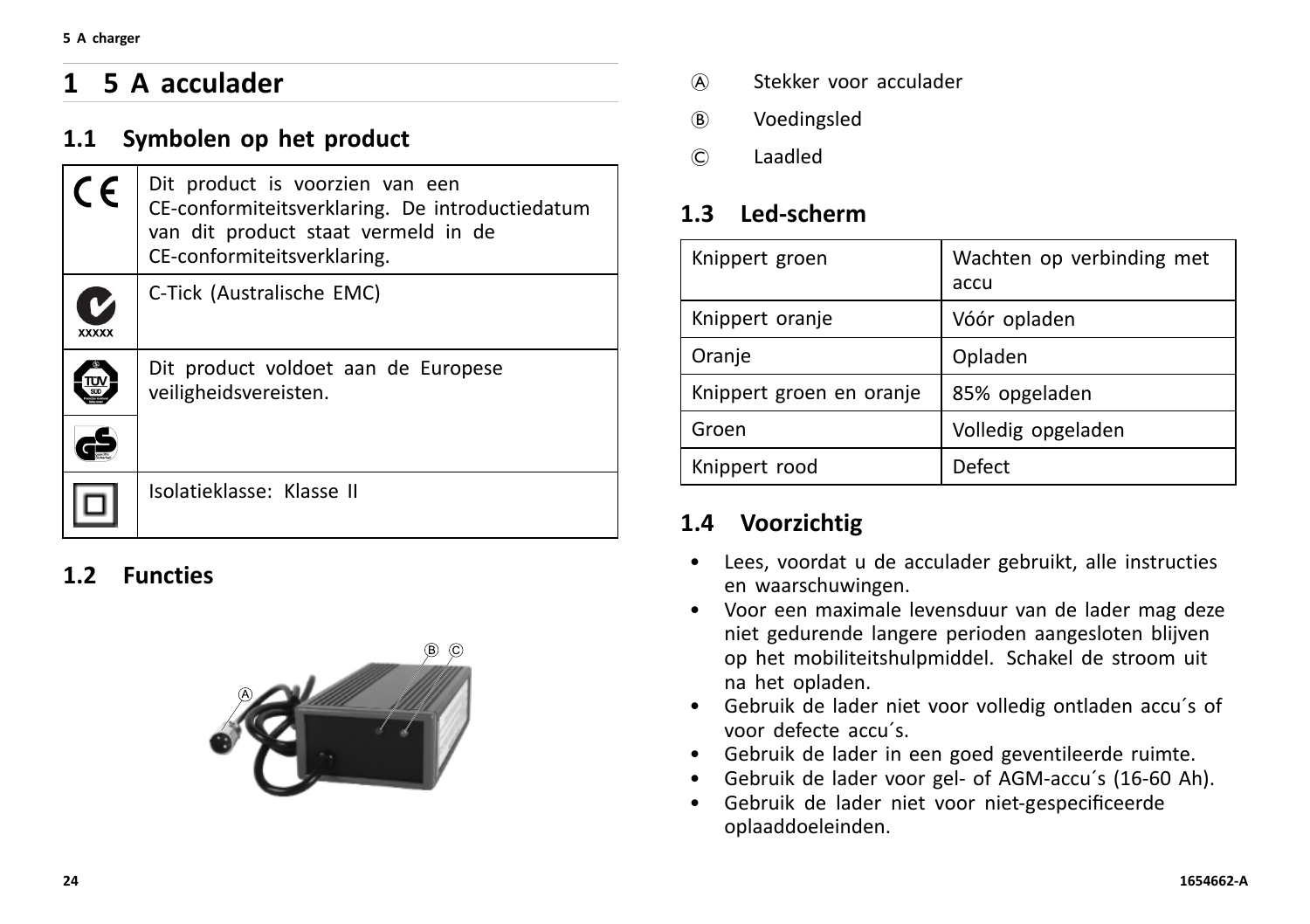# 1 5 A acculader

## 1.1 Symbolen op het product

| Symbool | Betekenis |
|---|---|
| CE | Dit product is voorzien van een CE-conformiteitsverklaring. De introductiedatum van dit product staat vermeld in de CE-conformiteitsverklaring. |
| C-Tick (xxxxx) | C-Tick (Australische EMC) |
| TÜV SÜD / GS | Dit product voldoet aan de Europese veiligheidsvereisten. |
| ⧈ | Isolatieklasse: Klasse II |

## 1.2 Functies

Ⓐ Stekker voor acculader

Ⓑ Voedingsled

Ⓒ Laadled

## 1.3 Led-scherm

| Knippert groen | Wachten op verbinding met accu |
|---|---|
| Knippert oranje | Vóór opladen |
| Oranje | Opladen |
| Knippert groen en oranje | 85% opgeladen |
| Groen | Volledig opgeladen |
| Knippert rood | Defect |

## 1.4 Voorzichtig

- Lees, voordat u de acculader gebruikt, alle instructies en waarschuwingen.
- Voor een maximale levensduur van de lader mag deze niet gedurende langere perioden aangesloten blijven op het mobiliteitshulpmiddel. Schakel de stroom uit na het opladen.
- Gebruik de lader niet voor volledig ontladen accu´s of voor defecte accu´s.
- Gebruik de lader in een goed geventileerde ruimte.
- Gebruik de lader voor gel- of AGM-accu´s (16-60 Ah).
- Gebruik de lader niet voor niet-gespecificeerde oplaaddoeleinden.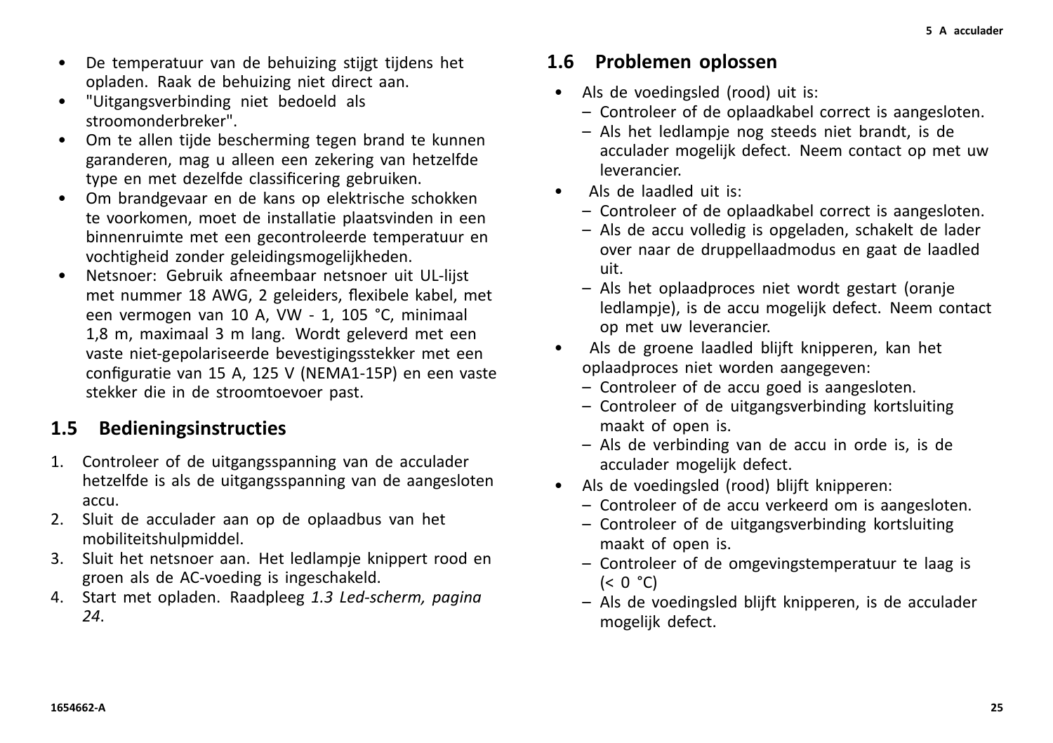- De temperatuur van de behuizing stijgt tijdens het opladen. Raak de behuizing niet direct aan.
- "Uitgangsverbinding niet bedoeld als stroomonderbreker".
- Om te allen tijde bescherming tegen brand te kunnen garanderen, mag u alleen een zekering van hetzelfde type en met dezelfde classificering gebruiken.
- Om brandgevaar en de kans op elektrische schokken te voorkomen, moet de installatie plaatsvinden in een binnenruimte met een gecontroleerde temperatuur en vochtigheid zonder geleidingsmogelijkheden.
- Netsnoer: Gebruik afneembaar netsnoer uit UL-lijst met nummer 18 AWG, 2 geleiders, flexibele kabel, met een vermogen van 10 A, VW - 1, 105 °C, minimaal 1,8 m, maximaal 3 m lang. Wordt geleverd met een vaste niet-gepolariseerde bevestigingsstekker met een configuratie van 15 A, 125 V (NEMA1-15P) en een vaste stekker die in de stroomtoevoer past.

## 1.5 Bedieningsinstructies

1. Controleer of de uitgangsspanning van de acculader hetzelfde is als de uitgangsspanning van de aangesloten accu.
2. Sluit de acculader aan op de oplaadbus van het mobiliteitshulpmiddel.
3. Sluit het netsnoer aan. Het ledlampje knippert rood en groen als de AC-voeding is ingeschakeld.
4. Start met opladen. Raadpleeg *1.3 Led-scherm, pagina 24*.

## 1.6 Problemen oplossen

- Als de voedingsled (rood) uit is:
  - Controleer of de oplaadkabel correct is aangesloten.
  - Als het ledlampje nog steeds niet brandt, is de acculader mogelijk defect. Neem contact op met uw leverancier.
- Als de laadled uit is:
  - Controleer of de oplaadkabel correct is aangesloten.
  - Als de accu volledig is opgeladen, schakelt de lader over naar de druppellaadmodus en gaat de laadled uit.
  - Als het oplaadproces niet wordt gestart (oranje ledlampje), is de accu mogelijk defect. Neem contact op met uw leverancier.
- Als de groene laadled blijft knipperen, kan het oplaadproces niet worden aangegeven:
  - Controleer of de accu goed is aangesloten.
  - Controleer of de uitgangsverbinding kortsluiting maakt of open is.
  - Als de verbinding van de accu in orde is, is de acculader mogelijk defect.
- Als de voedingsled (rood) blijft knipperen:
  - Controleer of de accu verkeerd om is aangesloten.
  - Controleer of de uitgangsverbinding kortsluiting maakt of open is.
  - Controleer of de omgevingstemperatuur te laag is (< 0 °C)
  - Als de voedingsled blijft knipperen, is de acculader mogelijk defect.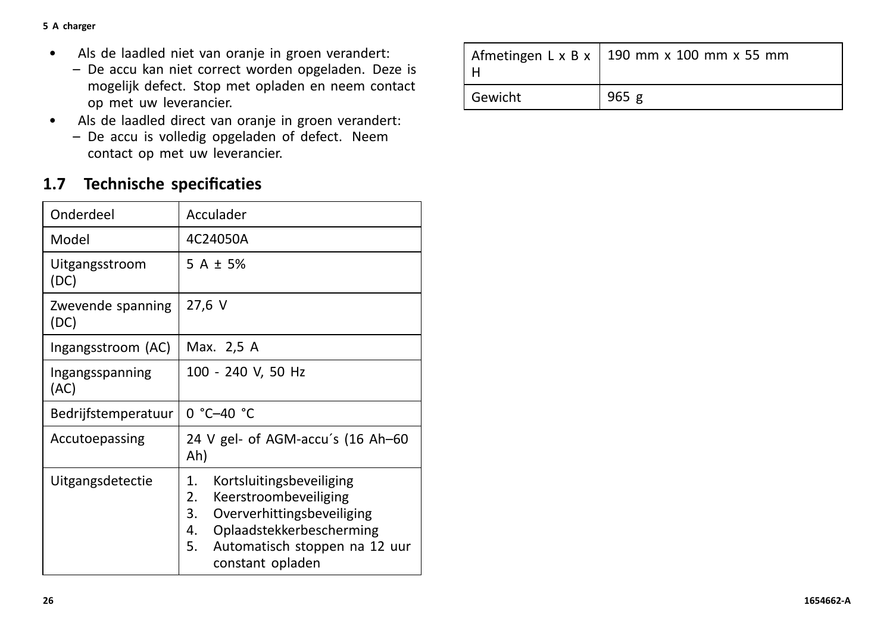- Als de laadled niet van oranje in groen verandert:
  - De accu kan niet correct worden opgeladen. Deze is mogelijk defect. Stop met opladen en neem contact op met uw leverancier.
- Als de laadled direct van oranje in groen verandert:
  - De accu is volledig opgeladen of defect. Neem contact op met uw leverancier.

## 1.7 Technische specificaties

| Onderdeel | Acculader |
|---|---|
| Model | 4C24050A |
| Uitgangsstroom (DC) | 5 A ± 5% |
| Zwevende spanning (DC) | 27,6 V |
| Ingangsstroom (AC) | Max. 2,5 A |
| Ingangsspanning (AC) | 100 - 240 V, 50 Hz |
| Bedrijfstemperatuur | 0 °C–40 °C |
| Accutoepassing | 24 V gel- of AGM-accu´s (16 Ah–60 Ah) |
| Uitgangsdetectie | 1. Kortsluitingsbeveiliging<br>2. Keerstroombeveiliging<br>3. Oververhittingsbeveiliging<br>4. Oplaadstekkerbescherming<br>5. Automatisch stoppen na 12 uur constant opladen |
| Afmetingen L x B x H | 190 mm x 100 mm x 55 mm |
| Gewicht | 965 g |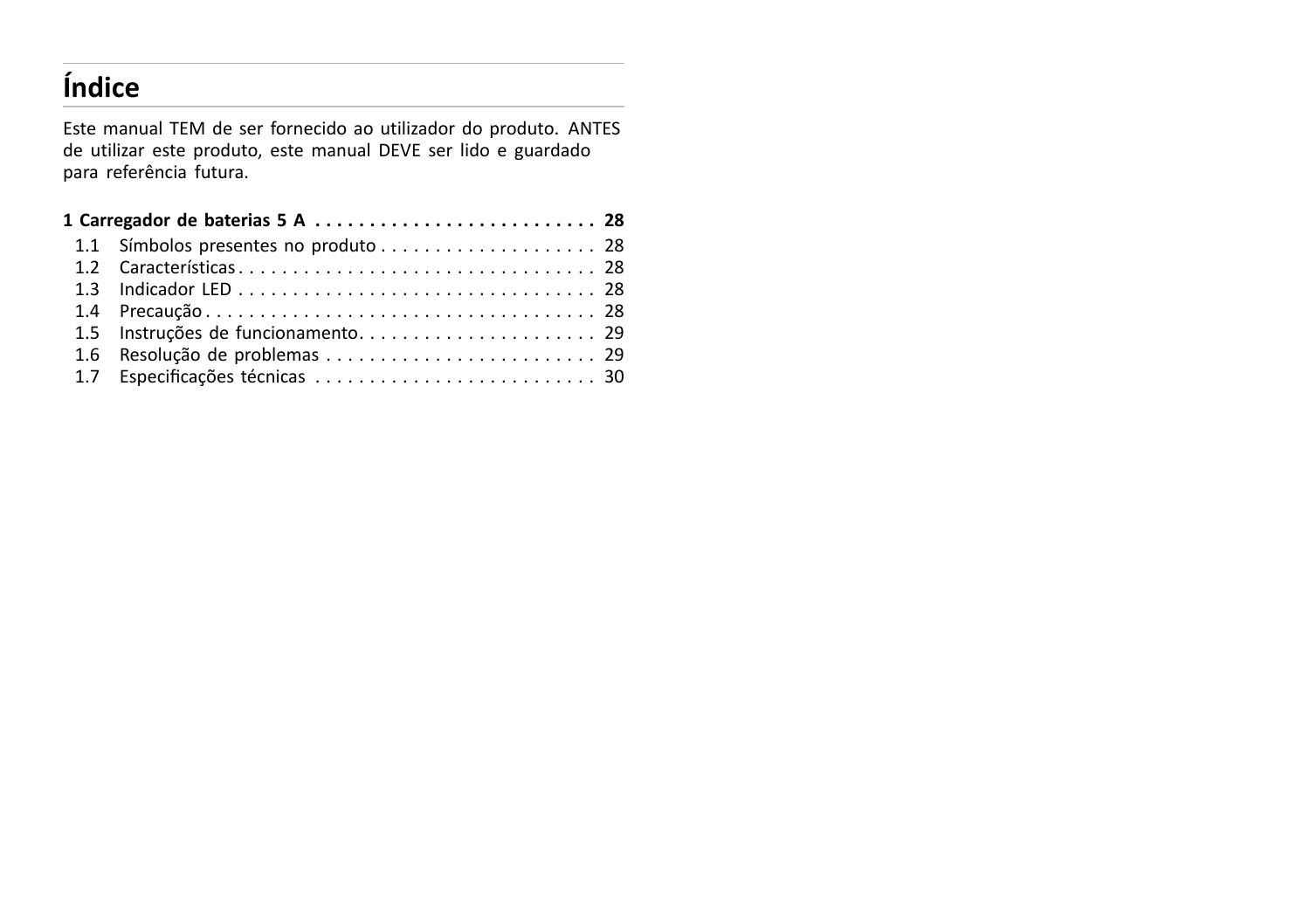# Índice

Este manual TEM de ser fornecido ao utilizador do produto. ANTES de utilizar este produto, este manual DEVE ser lido e guardado para referência futura.

**1 Carregador de baterias 5 A . . . . . . . . . . . . . . . . . . . . . . . . . . . 28**

1.1 Símbolos presentes no produto . . . . . . . . . . . . . . . . . . . . 28
1.2 Características . . . . . . . . . . . . . . . . . . . . . . . . . . . . . . . . . . 28
1.3 Indicador LED . . . . . . . . . . . . . . . . . . . . . . . . . . . . . . . . . 28
1.4 Precaução . . . . . . . . . . . . . . . . . . . . . . . . . . . . . . . . . . . . . 28
1.5 Instruções de funcionamento . . . . . . . . . . . . . . . . . . . . . . 29
1.6 Resolução de problemas . . . . . . . . . . . . . . . . . . . . . . . . . . 29
1.7 Especificações técnicas . . . . . . . . . . . . . . . . . . . . . . . . . . 30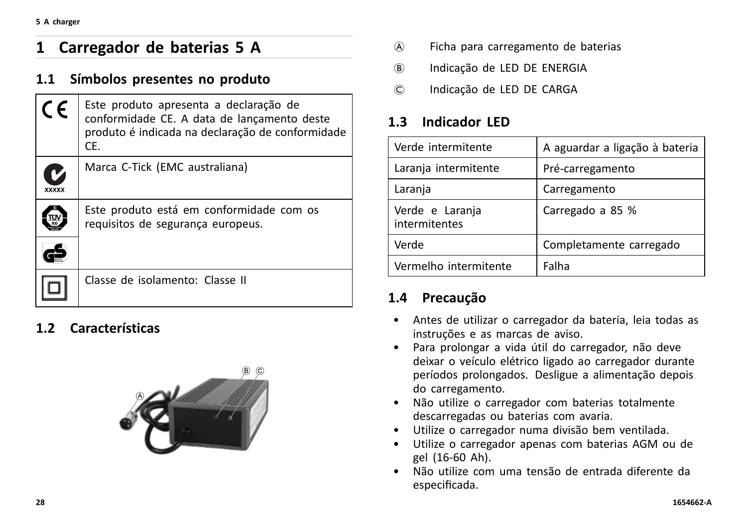# 1 Carregador de baterias 5 A

## 1.1 Símbolos presentes no produto

| Símbolo | Descrição |
|---|---|
| CE | Este produto apresenta a declaração de conformidade CE. A data de lançamento deste produto é indicada na declaração de conformidade CE. |
| XXXXX | Marca C-Tick (EMC australiana) |
| TÜV SÜD / GS | Este produto está em conformidade com os requisitos de segurança europeus. |
|  | Classe de isolamento: Classe II |

## 1.2 Características

Ⓐ Ficha para carregamento de baterias

Ⓑ Indicação de LED DE ENERGIA

Ⓒ Indicação de LED DE CARGA

## 1.3 Indicador LED

| Indicador | Estado |
|---|---|
| Verde intermitente | A aguardar a ligação à bateria |
| Laranja intermitente | Pré-carregamento |
| Laranja | Carregamento |
| Verde e Laranja intermitentes | Carregado a 85 % |
| Verde | Completamente carregado |
| Vermelho intermitente | Falha |

## 1.4 Precaução

- Antes de utilizar o carregador da bateria, leia todas as instruções e as marcas de aviso.
- Para prolongar a vida útil do carregador, não deve deixar o veículo elétrico ligado ao carregador durante períodos prolongados. Desligue a alimentação depois do carregamento.
- Não utilize o carregador com baterias totalmente descarregadas ou baterias com avaria.
- Utilize o carregador numa divisão bem ventilada.
- Utilize o carregador apenas com baterias AGM ou de gel (16-60 Ah).
- Não utilize com uma tensão de entrada diferente da especificada.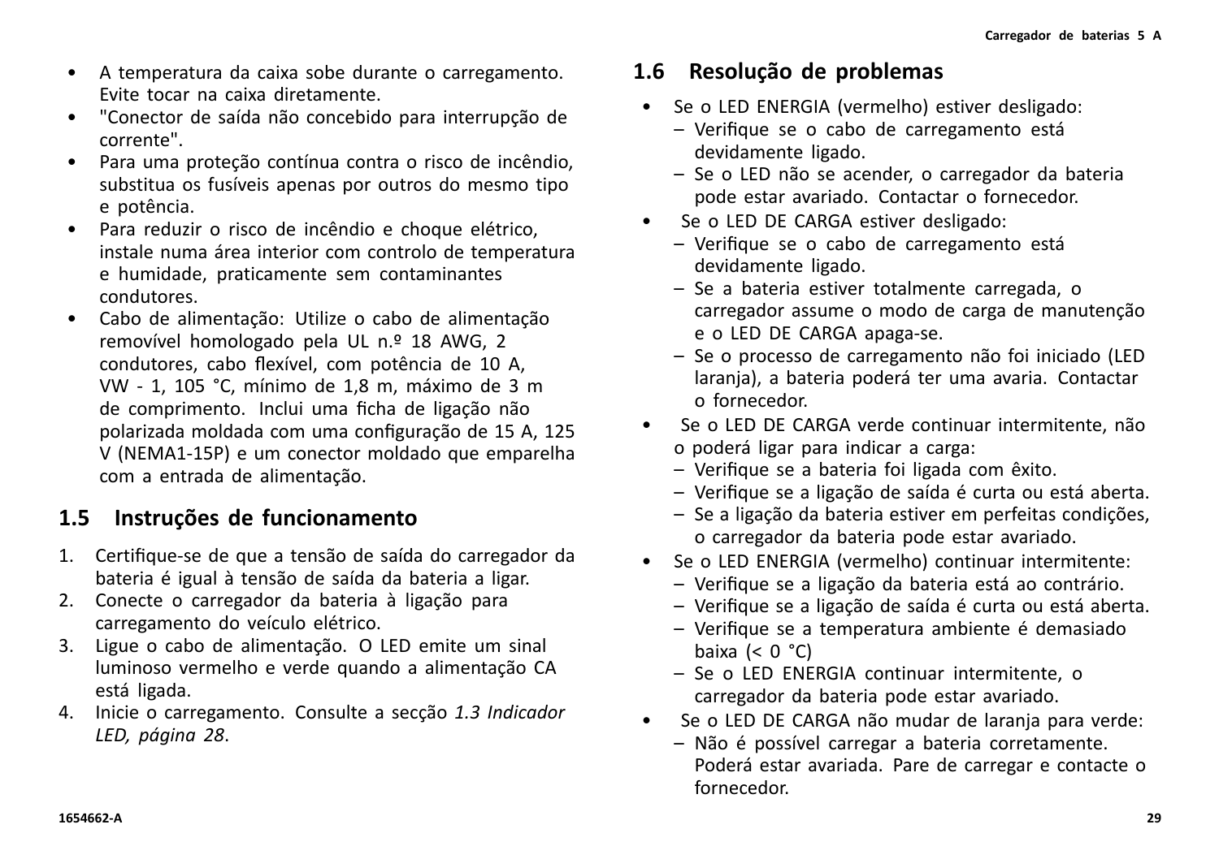- A temperatura da caixa sobe durante o carregamento. Evite tocar na caixa diretamente.
- "Conector de saída não concebido para interrupção de corrente".
- Para uma proteção contínua contra o risco de incêndio, substitua os fusíveis apenas por outros do mesmo tipo e potência.
- Para reduzir o risco de incêndio e choque elétrico, instale numa área interior com controlo de temperatura e humidade, praticamente sem contaminantes condutores.
- Cabo de alimentação: Utilize o cabo de alimentação removível homologado pela UL n.º 18 AWG, 2 condutores, cabo flexível, com potência de 10 A, VW - 1, 105 °C, mínimo de 1,8 m, máximo de 3 m de comprimento. Inclui uma ficha de ligação não polarizada moldada com uma configuração de 15 A, 125 V (NEMA1-15P) e um conector moldado que emparelha com a entrada de alimentação.

## 1.5 Instruções de funcionamento

1. Certifique-se de que a tensão de saída do carregador da bateria é igual à tensão de saída da bateria a ligar.
2. Conecte o carregador da bateria à ligação para carregamento do veículo elétrico.
3. Ligue o cabo de alimentação. O LED emite um sinal luminoso vermelho e verde quando a alimentação CA está ligada.
4. Inicie o carregamento. Consulte a secção *1.3 Indicador LED, página 28*.

## 1.6 Resolução de problemas

- Se o LED ENERGIA (vermelho) estiver desligado:
  - Verifique se o cabo de carregamento está devidamente ligado.
  - Se o LED não se acender, o carregador da bateria pode estar avariado. Contactar o fornecedor.
- Se o LED DE CARGA estiver desligado:
  - Verifique se o cabo de carregamento está devidamente ligado.
  - Se a bateria estiver totalmente carregada, o carregador assume o modo de carga de manutenção e o LED DE CARGA apaga-se.
  - Se o processo de carregamento não foi iniciado (LED laranja), a bateria poderá ter uma avaria. Contactar o fornecedor.
- Se o LED DE CARGA verde continuar intermitente, não o poderá ligar para indicar a carga:
  - Verifique se a bateria foi ligada com êxito.
  - Verifique se a ligação de saída é curta ou está aberta.
  - Se a ligação da bateria estiver em perfeitas condições, o carregador da bateria pode estar avariado.
- Se o LED ENERGIA (vermelho) continuar intermitente:
  - Verifique se a ligação da bateria está ao contrário.
  - Verifique se a ligação de saída é curta ou está aberta.
  - Verifique se a temperatura ambiente é demasiado baixa (< 0 °C)
  - Se o LED ENERGIA continuar intermitente, o carregador da bateria pode estar avariado.
- Se o LED DE CARGA não mudar de laranja para verde:
  - Não é possível carregar a bateria corretamente. Poderá estar avariada. Pare de carregar e contacte o fornecedor.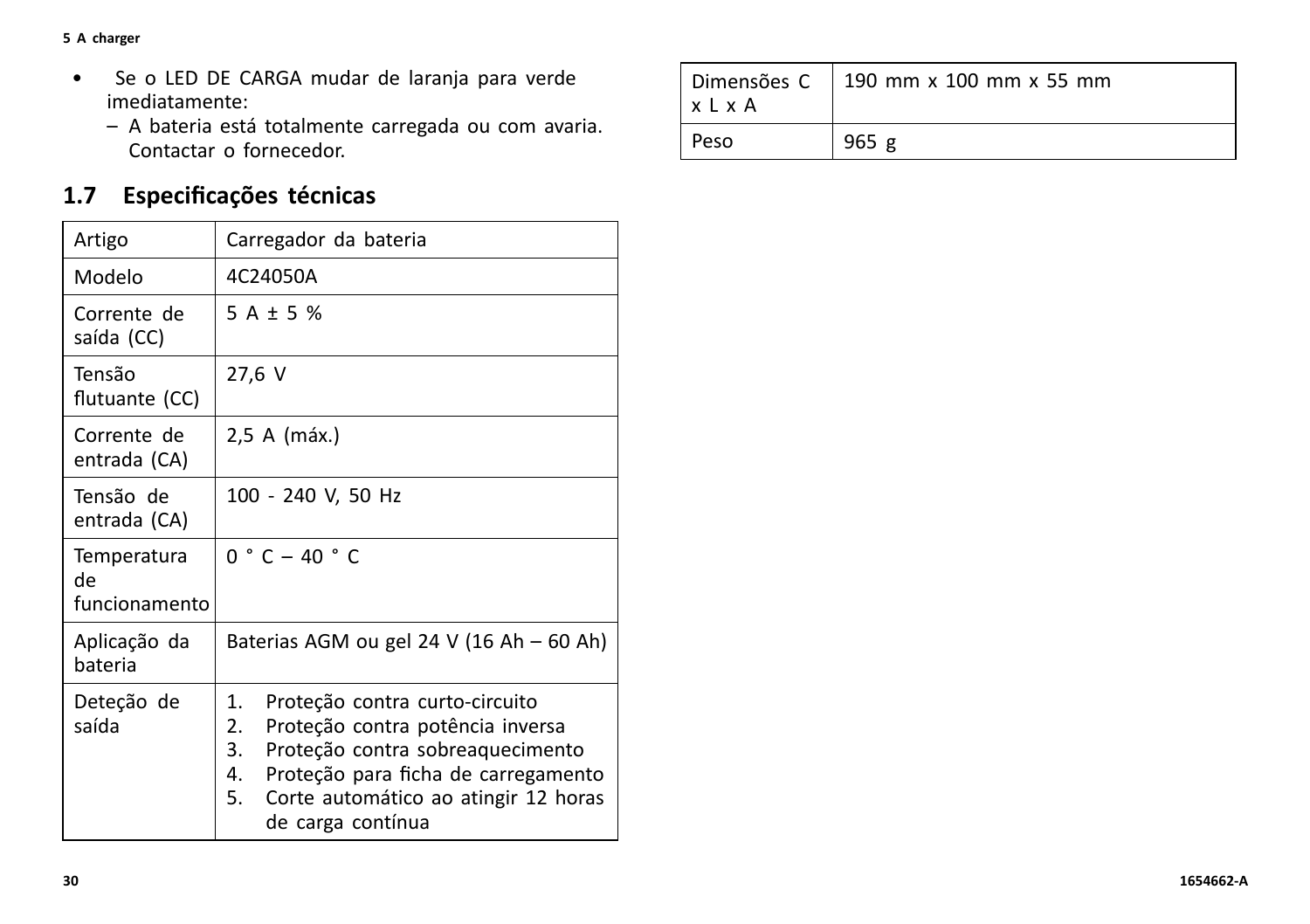- Se o LED DE CARGA mudar de laranja para verde imediatamente:
  – A bateria está totalmente carregada ou com avaria. Contactar o fornecedor.

## 1.7 Especificações técnicas

| Artigo | Carregador da bateria |
|---|---|
| Modelo | 4C24050A |
| Corrente de saída (CC) | 5 A ± 5 % |
| Tensão flutuante (CC) | 27,6 V |
| Corrente de entrada (CA) | 2,5 A (máx.) |
| Tensão de entrada (CA) | 100 - 240 V, 50 Hz |
| Temperatura de funcionamento | 0 ° C – 40 ° C |
| Aplicação da bateria | Baterias AGM ou gel 24 V (16 Ah – 60 Ah) |
| Deteção de saída | 1. Proteção contra curto-circuito<br>2. Proteção contra potência inversa<br>3. Proteção contra sobreaquecimento<br>4. Proteção para ficha de carregamento<br>5. Corte automático ao atingir 12 horas de carga contínua |
| Dimensões C x L x A | 190 mm x 100 mm x 55 mm |
| Peso | 965 g |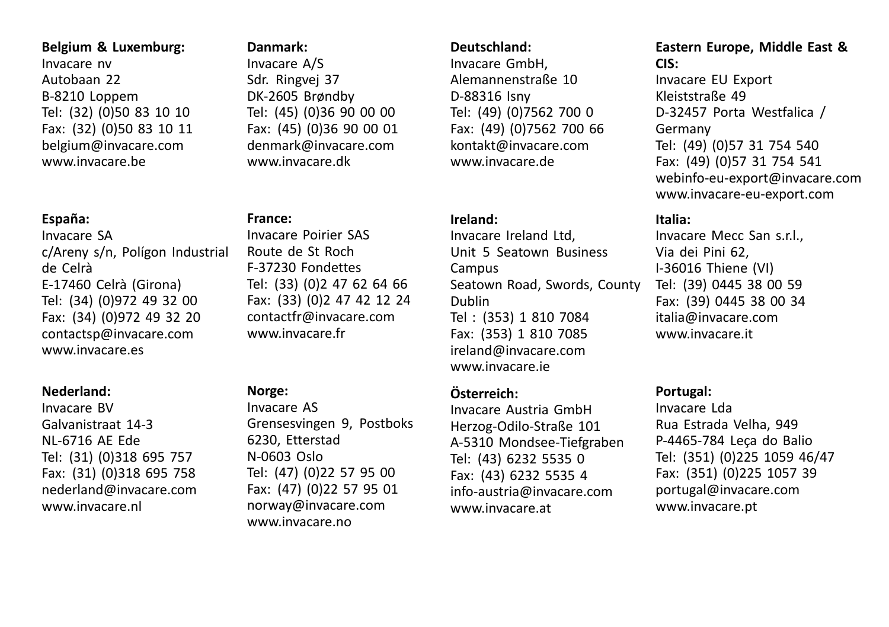**Belgium & Luxemburg:**
Invacare nv
Autobaan 22
B-8210 Loppem
Tel: (32) (0)50 83 10 10
Fax: (32) (0)50 83 10 11
belgium@invacare.com
www.invacare.be

**Danmark:**
Invacare A/S
Sdr. Ringvej 37
DK-2605 Brøndby
Tel: (45) (0)36 90 00 00
Fax: (45) (0)36 90 00 01
denmark@invacare.com
www.invacare.dk

**Deutschland:**
Invacare GmbH,
Alemannenstraße 10
D-88316 Isny
Tel: (49) (0)7562 700 0
Fax: (49) (0)7562 700 66
kontakt@invacare.com
www.invacare.de

**Eastern Europe, Middle East & CIS:**
Invacare EU Export
Kleiststraße 49
D-32457 Porta Westfalica / Germany
Tel: (49) (0)57 31 754 540
Fax: (49) (0)57 31 754 541
webinfo-eu-export@invacare.com
www.invacare-eu-export.com

**España:**
Invacare SA
c/Areny s/n, Polígon Industrial de Celrà
E-17460 Celrà (Girona)
Tel: (34) (0)972 49 32 00
Fax: (34) (0)972 49 32 20
contactsp@invacare.com
www.invacare.es

**France:**
Invacare Poirier SAS
Route de St Roch
F-37230 Fondettes
Tel: (33) (0)2 47 62 64 66
Fax: (33) (0)2 47 42 12 24
contactfr@invacare.com
www.invacare.fr

**Ireland:**
Invacare Ireland Ltd,
Unit 5 Seatown Business Campus
Seatown Road, Swords, County Dublin
Tel : (353) 1 810 7084
Fax: (353) 1 810 7085
ireland@invacare.com
www.invacare.ie

**Italia:**
Invacare Mecc San s.r.l.,
Via dei Pini 62,
I-36016 Thiene (VI)
Tel: (39) 0445 38 00 59
Fax: (39) 0445 38 00 34
italia@invacare.com
www.invacare.it

**Nederland:**
Invacare BV
Galvanistraat 14-3
NL-6716 AE Ede
Tel: (31) (0)318 695 757
Fax: (31) (0)318 695 758
nederland@invacare.com
www.invacare.nl

**Norge:**
Invacare AS
Grensesvingen 9, Postboks 6230, Etterstad
N-0603 Oslo
Tel: (47) (0)22 57 95 00
Fax: (47) (0)22 57 95 01
norway@invacare.com
www.invacare.no

**Österreich:**
Invacare Austria GmbH
Herzog-Odilo-Straße 101
A-5310 Mondsee-Tiefgraben
Tel: (43) 6232 5535 0
Fax: (43) 6232 5535 4
info-austria@invacare.com
www.invacare.at

**Portugal:**
Invacare Lda
Rua Estrada Velha, 949
P-4465-784 Leça do Balio
Tel: (351) (0)225 1059 46/47
Fax: (351) (0)225 1057 39
portugal@invacare.com
www.invacare.pt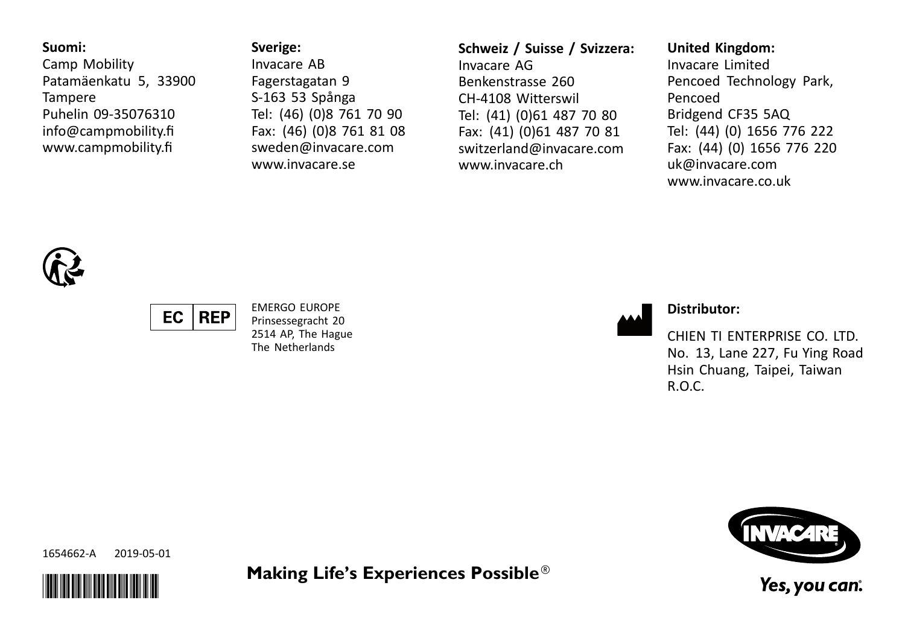**Suomi:**
Camp Mobility
Patamäenkatu 5, 33900
Tampere
Puhelin 09-35076310
info@campmobility.fi
www.campmobility.fi

**Sverige:**
Invacare AB
Fagerstagatan 9
S-163 53 Spånga
Tel: (46) (0)8 761 70 90
Fax: (46) (0)8 761 81 08
sweden@invacare.com
www.invacare.se

**Schweiz / Suisse / Svizzera:**
Invacare AG
Benkenstrasse 260
CH-4108 Witterswil
Tel: (41) (0)61 487 70 80
Fax: (41) (0)61 487 70 81
switzerland@invacare.com
www.invacare.ch

**United Kingdom:**
Invacare Limited
Pencoed Technology Park,
Pencoed
Bridgend CF35 5AQ
Tel: (44) (0) 1656 776 222
Fax: (44) (0) 1656 776 220
uk@invacare.com
www.invacare.co.uk

EC REP

EMERGO EUROPE
Prinsessegracht 20
2514 AP, The Hague
The Netherlands

**Distributor:**

CHIEN TI ENTERPRISE CO. LTD.
No. 13, Lane 227, Fu Ying Road
Hsin Chuang, Taipei, Taiwan
R.O.C.

1654662-A 2019-05-01

**Making Life's Experiences Possible**®

INVACARE

*Yes, you can.*